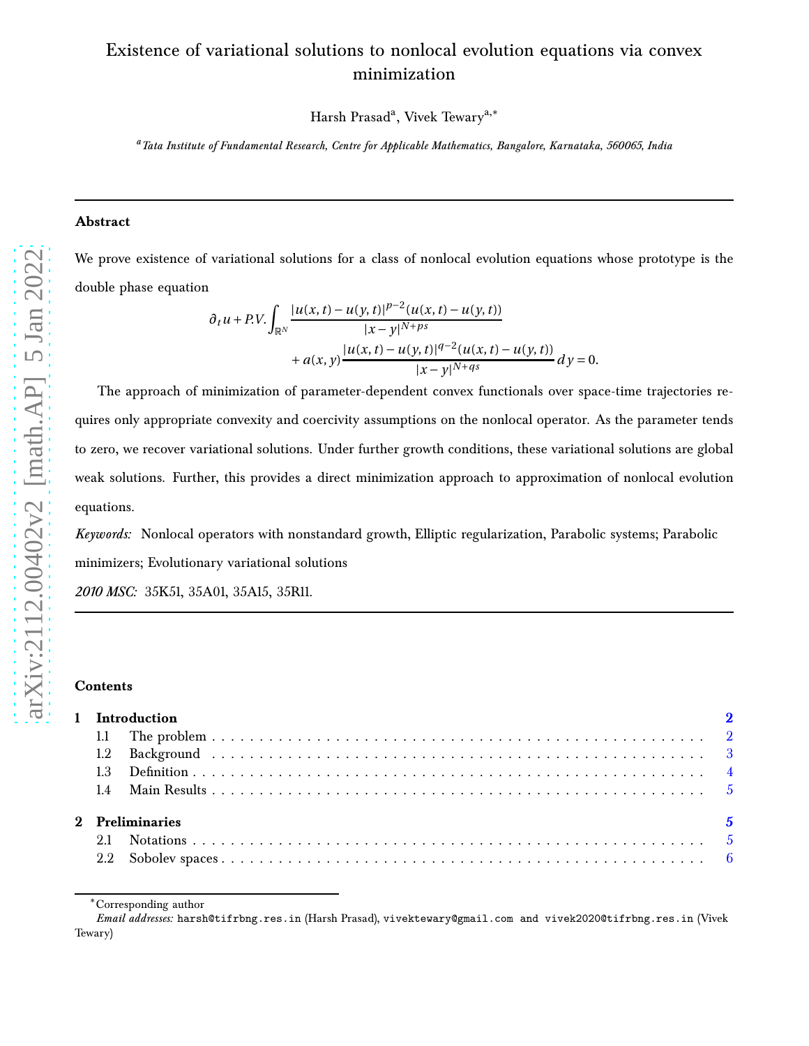# Existence of variational solutions to nonlocal evolution equations via convex minimization

Harsh Prasad[a], Vivek Tewary[a,*]

[a] *Tata Institute of Fundamental Research, Centre for Applicable Mathematics, Bangalore, Karnataka, 560065, India*

---

**Abstract**

We prove existence of variational solutions for a class of nonlocal evolution equations whose prototype is the double phase equation

$$
\begin{aligned}
\partial_t u + P.V.\int_{\mathbb{R}^N} &\frac{|u(x,t)-u(y,t)|^{p-2}(u(x,t)-u(y,t))}{|x-y|^{N+ps}} \\
&+ a(x,y)\frac{|u(x,t)-u(y,t)|^{q-2}(u(x,t)-u(y,t))}{|x-y|^{N+qs}}\,dy = 0.
\end{aligned}
$$

The approach of minimization of parameter-dependent convex functionals over space-time trajectories requires only appropriate convexity and coercivity assumptions on the nonlocal operator. As the parameter tends to zero, we recover variational solutions. Under further growth conditions, these variational solutions are global weak solutions. Further, this provides a direct minimization approach to approximation of nonlocal evolution equations.

*Keywords:* Nonlocal operators with nonstandard growth, Elliptic regularization, Parabolic systems; Parabolic minimizers; Evolutionary variational solutions

*2010 MSC:* 35K51, 35A01, 35A15, 35R11.

---

**Contents**

- **1 Introduction** — 2
  - 1.1 The problem — 2
  - 1.2 Background — 3
  - 1.3 Definition — 4
  - 1.4 Main Results — 5
- **2 Preliminaries** — 5
  - 2.1 Notations — 5
  - 2.2 Sobolev spaces — 6

---

*Corresponding author

*Email addresses:* harsh@tifrbng.res.in (Harsh Prasad), vivektewary@gmail.com and vivek2020@tifrbng.res.in (Vivek Tewary)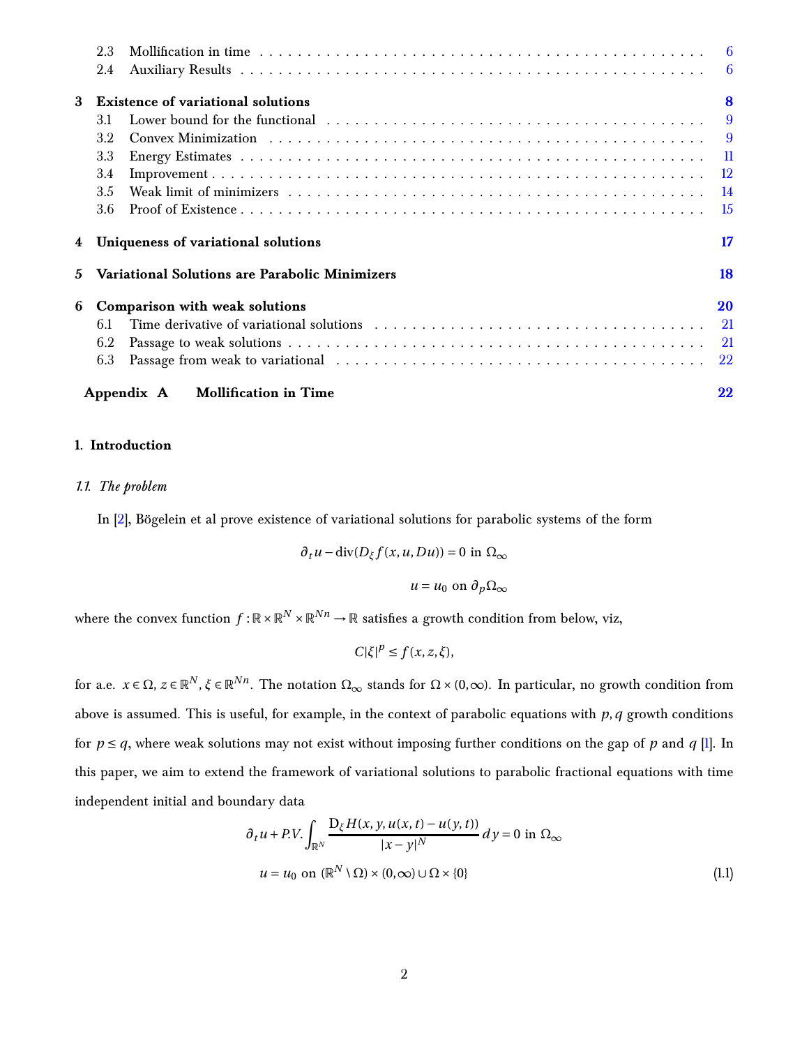| | | |
|---|---|---|
| 2.3 | Mollification in time | 6 |
| 2.4 | Auxiliary Results | 6 |
| **3** | **Existence of variational solutions** | **8** |
| 3.1 | Lower bound for the functional | 9 |
| 3.2 | Convex Minimization | 9 |
| 3.3 | Energy Estimates | 11 |
| 3.4 | Improvement | 12 |
| 3.5 | Weak limit of minimizers | 14 |
| 3.6 | Proof of Existence | 15 |
| **4** | **Uniqueness of variational solutions** | **17** |
| **5** | **Variational Solutions are Parabolic Minimizers** | **18** |
| **6** | **Comparison with weak solutions** | **20** |
| 6.1 | Time derivative of variational solutions | 21 |
| 6.2 | Passage to weak solutions | 21 |
| 6.3 | Passage from weak to variational | 22 |
| **Appendix A** | **Mollification in Time** | **22** |

## 1. Introduction

### 1.1. The problem

In [2], Bögelein et al prove existence of variational solutions for parabolic systems of the form

$$\partial_t u - \operatorname{div}(D_\xi f(x,u,Du)) = 0 \text{ in } \Omega_\infty$$

$$u = u_0 \text{ on } \partial_p \Omega_\infty$$

where the convex function $f : \mathbb{R} \times \mathbb{R}^N \times \mathbb{R}^{Nn} \to \mathbb{R}$ satisfies a growth condition from below, viz,

$$C|\xi|^p \leq f(x,z,\xi),$$

for a.e. $x \in \Omega$, $z \in \mathbb{R}^N$, $\xi \in \mathbb{R}^{Nn}$. The notation $\Omega_\infty$ stands for $\Omega \times (0,\infty)$. In particular, no growth condition from above is assumed. This is useful, for example, in the context of parabolic equations with $p, q$ growth conditions for $p \leq q$, where weak solutions may not exist without imposing further conditions on the gap of $p$ and $q$ [1]. In this paper, we aim to extend the framework of variational solutions to parabolic fractional equations with time independent initial and boundary data

$$\begin{aligned}
\partial_t u + P.V. \int_{\mathbb{R}^N} \frac{\mathrm{D}_\xi H(x,y,u(x,t)-u(y,t))}{|x-y|^N}\, dy &= 0 \text{ in } \Omega_\infty \\
u = u_0 \text{ on } (\mathbb{R}^N \setminus \Omega) \times (0,\infty) &\cup \Omega \times \{0\}
\end{aligned} \tag{1.1}$$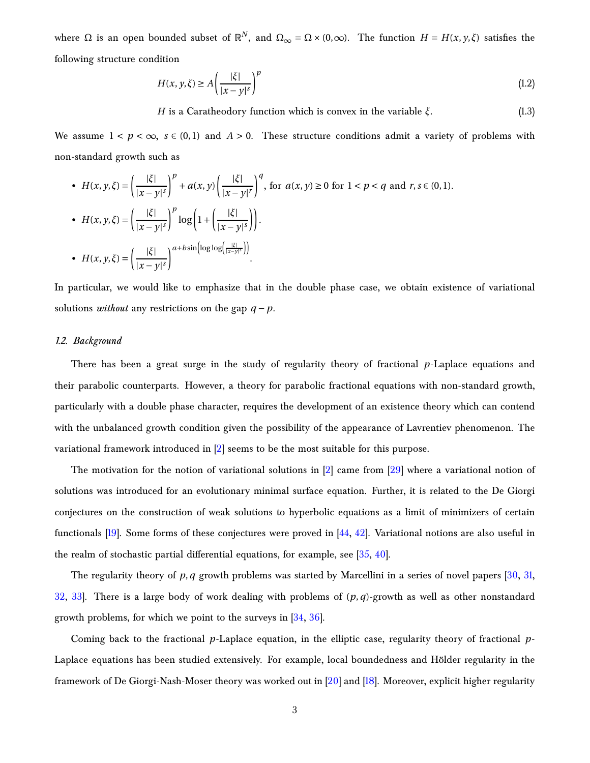where $\Omega$ is an open bounded subset of $\mathbb{R}^N$, and $\Omega_\infty = \Omega \times (0,\infty)$. The function $H = H(x,y,\xi)$ satisfies the following structure condition

$$H(x,y,\xi) \geq A\left(\frac{|\xi|}{|x-y|^s}\right)^p \tag{1.2}$$

$$H \text{ is a Caratheodory function which is convex in the variable } \xi. \tag{1.3}$$

We assume $1 < p < \infty$, $s \in (0,1)$ and $A > 0$. These structure conditions admit a variety of problems with non-standard growth such as

- $H(x,y,\xi) = \left(\frac{|\xi|}{|x-y|^s}\right)^p + a(x,y)\left(\frac{|\xi|}{|x-y|^r}\right)^q$, for $a(x,y) \geq 0$ for $1 < p < q$ and $r, s \in (0,1)$.
- $H(x,y,\xi) = \left(\frac{|\xi|}{|x-y|^s}\right)^p \log\left(1 + \left(\frac{|\xi|}{|x-y|^s}\right)\right)$.
- $H(x,y,\xi) = \left(\frac{|\xi|}{|x-y|^s}\right)^{a+b\sin\left(\log\log\left(\frac{|\xi|}{|x-y|^s}\right)\right)}$.

In particular, we would like to emphasize that in the double phase case, we obtain existence of variational solutions *without* any restrictions on the gap $q-p$.

### 1.2. Background

There has been a great surge in the study of regularity theory of fractional $p$-Laplace equations and their parabolic counterparts. However, a theory for parabolic fractional equations with non-standard growth, particularly with a double phase character, requires the development of an existence theory which can contend with the unbalanced growth condition given the possibility of the appearance of Lavrentiev phenomenon. The variational framework introduced in [2] seems to be the most suitable for this purpose.

The motivation for the notion of variational solutions in [2] came from [29] where a variational notion of solutions was introduced for an evolutionary minimal surface equation. Further, it is related to the De Giorgi conjectures on the construction of weak solutions to hyperbolic equations as a limit of minimizers of certain functionals [19]. Some forms of these conjectures were proved in [44, 42]. Variational notions are also useful in the realm of stochastic partial differential equations, for example, see [35, 40].

The regularity theory of $p,q$ growth problems was started by Marcellini in a series of novel papers [30, 31, 32, 33]. There is a large body of work dealing with problems of $(p,q)$-growth as well as other nonstandard growth problems, for which we point to the surveys in [34, 36].

Coming back to the fractional $p$-Laplace equation, in the elliptic case, regularity theory of fractional $p$-Laplace equations has been studied extensively. For example, local boundedness and Hölder regularity in the framework of De Giorgi-Nash-Moser theory was worked out in [20] and [18]. Moreover, explicit higher regularity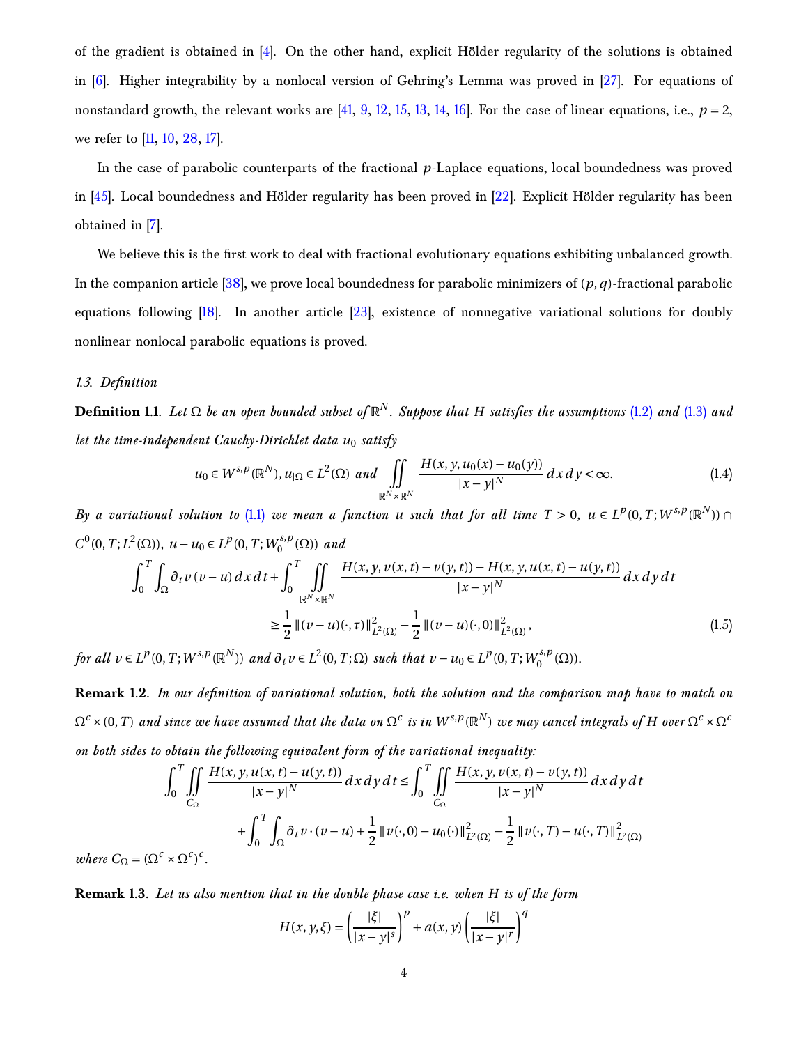of the gradient is obtained in [4]. On the other hand, explicit Hölder regularity of the solutions is obtained in [6]. Higher integrability by a nonlocal version of Gehring's Lemma was proved in [27]. For equations of nonstandard growth, the relevant works are [41, 9, 12, 15, 13, 14, 16]. For the case of linear equations, i.e., $p = 2$, we refer to [11, 10, 28, 17].

In the case of parabolic counterparts of the fractional $p$-Laplace equations, local boundedness was proved in [45]. Local boundedness and Hölder regularity has been proved in [22]. Explicit Hölder regularity has been obtained in [7].

We believe this is the first work to deal with fractional evolutionary equations exhibiting unbalanced growth. In the companion article [38], we prove local boundedness for parabolic minimizers of $(p,q)$-fractional parabolic equations following [18]. In another article [23], existence of nonnegative variational solutions for doubly nonlinear nonlocal parabolic equations is proved.

### 1.3. Definition

**Definition 1.1.** *Let $\Omega$ be an open bounded subset of $\mathbb{R}^N$. Suppose that $H$ satisfies the assumptions (1.2) and (1.3) and let the time-independent Cauchy-Dirichlet data $u_0$ satisfy*

$$u_0 \in W^{s,p}(\mathbb{R}^N),\, u_{|\Omega} \in L^2(\Omega) \text{ and } \iint_{\mathbb{R}^N\times\mathbb{R}^N} \frac{H(x,y,u_0(x)-u_0(y))}{|x-y|^N}\,dx\,dy < \infty. \tag{1.4}$$

*By a variational solution to (1.1) we mean a function $u$ such that for all time $T>0$, $u \in L^p(0,T;W^{s,p}(\mathbb{R}^N)) \cap C^0(0,T;L^2(\Omega))$, $u-u_0 \in L^p(0,T;W^{s,p}_0(\Omega))$ and*

$$\begin{aligned}\int_0^T\int_\Omega \partial_t v\,(v-u)\,dx\,dt + \int_0^T \iint_{\mathbb{R}^N\times\mathbb{R}^N} \frac{H(x,y,v(x,t)-v(y,t)) - H(x,y,u(x,t)-u(y,t))}{|x-y|^N}\,dx\,dy\,dt \\ \geq \frac{1}{2}\,\|(v-u)(\cdot,\tau)\|^2_{L^2(\Omega)} - \frac{1}{2}\,\|(v-u)(\cdot,0)\|^2_{L^2(\Omega)},\end{aligned} \tag{1.5}$$

*for all $v \in L^p(0,T;W^{s,p}(\mathbb{R}^N))$ and $\partial_t v \in L^2(0,T;\Omega)$ such that $v-u_0 \in L^p(0,T;W^{s,p}_0(\Omega))$.*

**Remark 1.2.** *In our definition of variational solution, both the solution and the comparison map have to match on $\Omega^c \times (0,T)$ and since we have assumed that the data on $\Omega^c$ is in $W^{s,p}(\mathbb{R}^N)$ we may cancel integrals of $H$ over $\Omega^c\times\Omega^c$ on both sides to obtain the following equivalent form of the variational inequality:*

$$\begin{aligned}\int_0^T \iint_{C_\Omega} \frac{H(x,y,u(x,t)-u(y,t))}{|x-y|^N}\,dx\,dy\,dt &\leq \int_0^T \iint_{C_\Omega} \frac{H(x,y,v(x,t)-v(y,t))}{|x-y|^N}\,dx\,dy\,dt \\ &+ \int_0^T\int_\Omega \partial_t v\cdot(v-u) + \frac{1}{2}\,\|v(\cdot,0)-u_0(\cdot)\|^2_{L^2(\Omega)} - \frac{1}{2}\,\|v(\cdot,T)-u(\cdot,T)\|^2_{L^2(\Omega)}\end{aligned}$$

*where $C_\Omega = (\Omega^c\times\Omega^c)^c$.*

**Remark 1.3.** *Let us also mention that in the double phase case i.e. when $H$ is of the form*

$$H(x,y,\xi) = \left(\frac{|\xi|}{|x-y|^s}\right)^p + a(x,y)\left(\frac{|\xi|}{|x-y|^r}\right)^q$$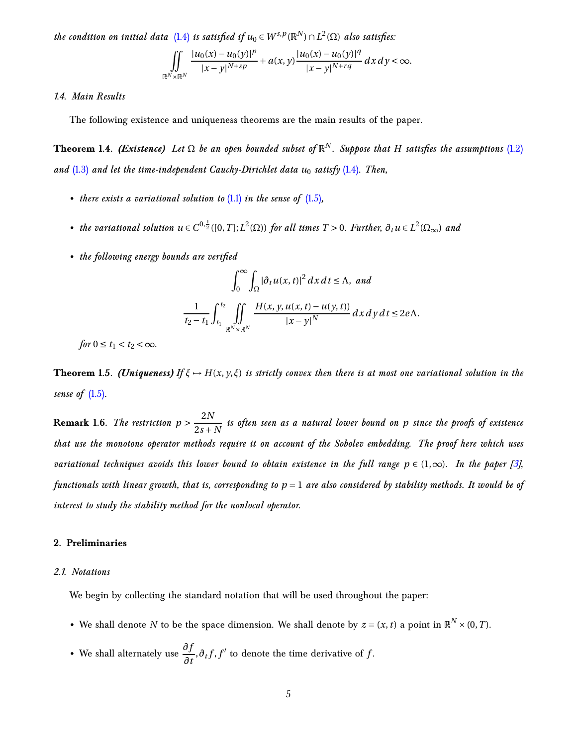*the condition on initial data (1.4) is satisfied if $u_0 \in W^{s,p}(\mathbb{R}^N) \cap L^2(\Omega)$ also satisfies:*

$$\iint\limits_{\mathbb{R}^N \times \mathbb{R}^N} \frac{|u_0(x) - u_0(y)|^p}{|x-y|^{N+sp}} + a(x,y)\frac{|u_0(x)-u_0(y)|^q}{|x-y|^{N+rq}}\,dx\,dy < \infty.$$

### 1.4. Main Results

The following existence and uniqueness theorems are the main results of the paper.

**Theorem 1.4.** ***(Existence)*** *Let $\Omega$ be an open bounded subset of $\mathbb{R}^N$. Suppose that $H$ satisfies the assumptions (1.2) and (1.3) and let the time-independent Cauchy-Dirichlet data $u_0$ satisfy (1.4). Then,*

- *there exists a variational solution to (1.1) in the sense of (1.5),*
- *the variational solution $u \in C^{0,\frac{1}{2}}([0,T]; L^2(\Omega))$ for all times $T > 0$. Further, $\partial_t u \in L^2(\Omega_\infty)$ and*
- *the following energy bounds are verified*

$$\int_0^\infty \int_\Omega |\partial_t u(x,t)|^2\,dx\,dt \le \Lambda, \text{ and}$$

$$\frac{1}{t_2 - t_1}\int_{t_1}^{t_2} \iint\limits_{\mathbb{R}^N \times \mathbb{R}^N} \frac{H(x,y,u(x,t)-u(y,t))}{|x-y|^N}\,dx\,dy\,dt \le 2e\Lambda.$$

*for $0 \le t_1 < t_2 < \infty$.*

**Theorem 1.5.** ***(Uniqueness)*** *If $\xi \mapsto H(x,y,\xi)$ is strictly convex then there is at most one variational solution in the sense of (1.5).*

**Remark 1.6.** *The restriction $p > \dfrac{2N}{2s+N}$ is often seen as a natural lower bound on $p$ since the proofs of existence that use the monotone operator methods require it on account of the Sobolev embedding. The proof here which uses variational techniques avoids this lower bound to obtain existence in the full range $p \in (1,\infty)$. In the paper [3], functionals with linear growth, that is, corresponding to $p = 1$ are also considered by stability methods. It would be of interest to study the stability method for the nonlocal operator.*

## 2. Preliminaries

### 2.1. Notations

We begin by collecting the standard notation that will be used throughout the paper:

- We shall denote $N$ to be the space dimension. We shall denote by $z = (x,t)$ a point in $\mathbb{R}^N \times (0,T)$.
- We shall alternately use $\dfrac{\partial f}{\partial t}, \partial_t f, f'$ to denote the time derivative of $f$.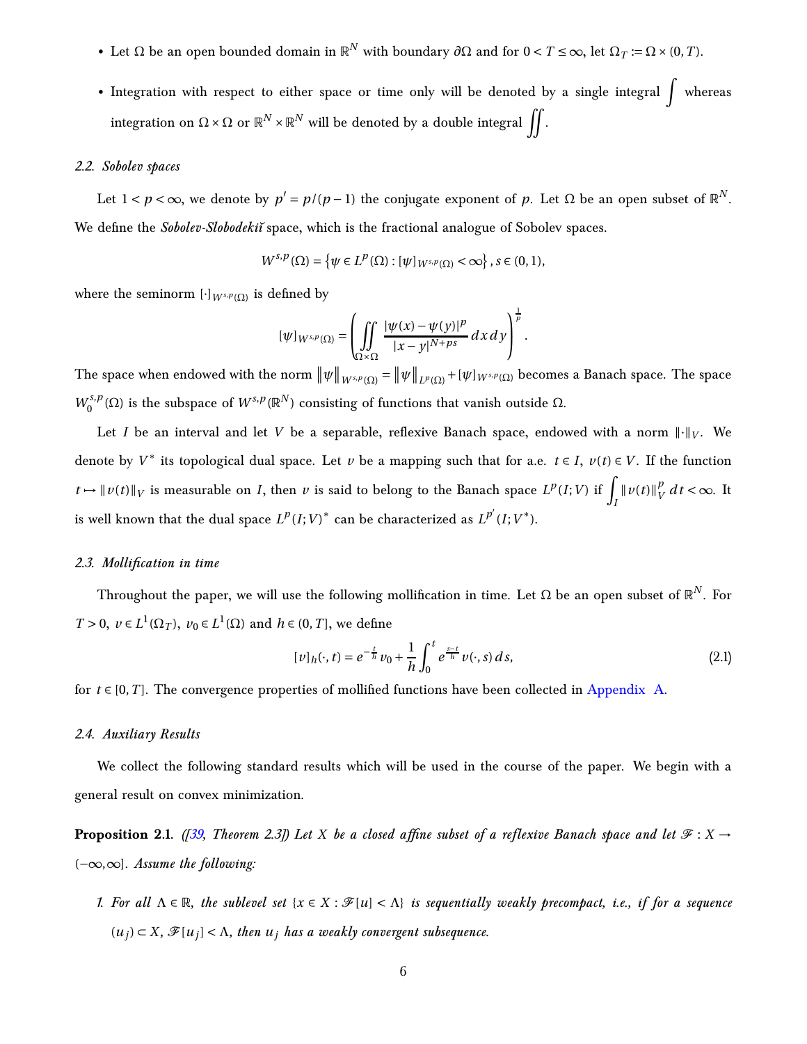- Let $\Omega$ be an open bounded domain in $\mathbb{R}^N$ with boundary $\partial\Omega$ and for $0 < T \leq \infty$, let $\Omega_T := \Omega \times (0,T)$.
- Integration with respect to either space or time only will be denoted by a single integral $\int$ whereas integration on $\Omega \times \Omega$ or $\mathbb{R}^N \times \mathbb{R}^N$ will be denoted by a double integral $\iint$.

### 2.2. Sobolev spaces

Let $1 < p < \infty$, we denote by $p' = p/(p-1)$ the conjugate exponent of $p$. Let $\Omega$ be an open subset of $\mathbb{R}^N$. We define the *Sobolev-Slobodekiĭ* space, which is the fractional analogue of Sobolev spaces.

$$W^{s,p}(\Omega) = \left\{\psi \in L^p(\Omega) : [\psi]_{W^{s,p}(\Omega)} < \infty\right\}, s \in (0,1),$$

where the seminorm $[\cdot]_{W^{s,p}(\Omega)}$ is defined by

$$[\psi]_{W^{s,p}(\Omega)} = \left(\iint\limits_{\Omega\times\Omega} \frac{|\psi(x)-\psi(y)|^p}{|x-y|^{N+ps}}\,dx\,dy\right)^{\frac{1}{p}}.$$

The space when endowed with the norm $\|\psi\|_{W^{s,p}(\Omega)} = \|\psi\|_{L^p(\Omega)} + [\psi]_{W^{s,p}(\Omega)}$ becomes a Banach space. The space $W_0^{s,p}(\Omega)$ is the subspace of $W^{s,p}(\mathbb{R}^N)$ consisting of functions that vanish outside $\Omega$.

Let $I$ be an interval and let $V$ be a separable, reflexive Banach space, endowed with a norm $\|\cdot\|_V$. We denote by $V^*$ its topological dual space. Let $v$ be a mapping such that for a.e. $t \in I$, $v(t) \in V$. If the function $t \mapsto \|v(t)\|_V$ is measurable on $I$, then $v$ is said to belong to the Banach space $L^p(I;V)$ if $\int_I \|v(t)\|_V^p\,dt < \infty$. It is well known that the dual space $L^p(I;V)^*$ can be characterized as $L^{p'}(I;V^*)$.

### 2.3. Mollification in time

Throughout the paper, we will use the following mollification in time. Let $\Omega$ be an open subset of $\mathbb{R}^N$. For $T > 0$, $v \in L^1(\Omega_T)$, $v_0 \in L^1(\Omega)$ and $h \in (0,T]$, we define

$$[v]_h(\cdot,t) = e^{-\frac{t}{h}}v_0 + \frac{1}{h}\int_0^t e^{\frac{s-t}{h}}v(\cdot,s)\,ds, \tag{2.1}$$

for $t \in [0,T]$. The convergence properties of mollified functions have been collected in Appendix A.

### 2.4. Auxiliary Results

We collect the following standard results which will be used in the course of the paper. We begin with a general result on convex minimization.

**Proposition 2.1**. *([39, Theorem 2.3]) Let $X$ be a closed affine subset of a reflexive Banach space and let $\mathscr{F} : X \to (-\infty,\infty]$. Assume the following:*

1. *For all $\Lambda \in \mathbb{R}$, the sublevel set $\{x \in X : \mathscr{F}[u] < \Lambda\}$ is sequentially weakly precompact, i.e., if for a sequence $(u_j) \subset X$, $\mathscr{F}[u_j] < \Lambda$, then $u_j$ has a weakly convergent subsequence.*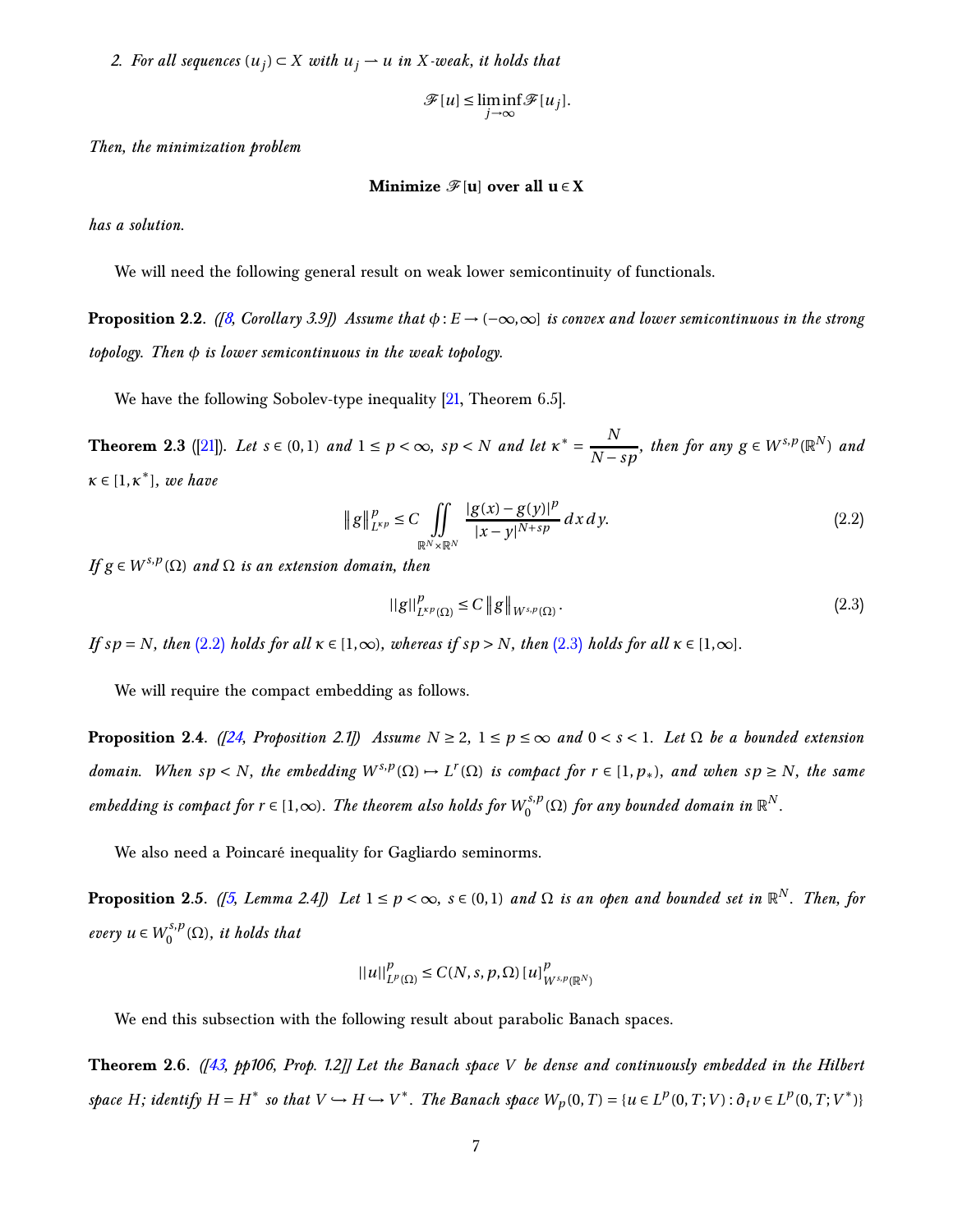*2. For all sequences $(u_j) \subset X$ with $u_j \rightharpoonup u$ in $X$-weak, it holds that*

$$\mathscr{F}[u] \leq \liminf_{j\to\infty} \mathscr{F}[u_j].$$

*Then, the minimization problem*

$$\textbf{Minimize } \mathscr{F}[\mathbf{u}] \textbf{ over all } \mathbf{u} \in \mathbf{X}$$

*has a solution.*

We will need the following general result on weak lower semicontinuity of functionals.

**Proposition 2.2.** *([8, Corollary 3.9]) Assume that $\phi : E \to (-\infty, \infty]$ is convex and lower semicontinuous in the strong topology. Then $\phi$ is lower semicontinuous in the weak topology.*

We have the following Sobolev-type inequality [21, Theorem 6.5].

**Theorem 2.3** ([21]). *Let $s \in (0,1)$ and $1 \leq p < \infty$, $sp < N$ and let $\kappa^* = \dfrac{N}{N - sp}$, then for any $g \in W^{s,p}(\mathbb{R}^N)$ and $\kappa \in [1, \kappa^*]$, we have*

$$\|g\|^p_{L^{\kappa p}} \leq C \iint\limits_{\mathbb{R}^N \times \mathbb{R}^N} \frac{|g(x) - g(y)|^p}{|x - y|^{N+sp}} \, dx \, dy. \tag{2.2}$$

*If $g \in W^{s,p}(\Omega)$ and $\Omega$ is an extension domain, then*

$$||g||^p_{L^{\kappa p}(\Omega)} \leq C \|g\|_{W^{s,p}(\Omega)}. \tag{2.3}$$

*If $sp = N$, then (2.2) holds for all $\kappa \in [1, \infty)$, whereas if $sp > N$, then (2.3) holds for all $\kappa \in [1, \infty]$.*

We will require the compact embedding as follows.

**Proposition 2.4.** *([24, Proposition 2.1]) Assume $N \geq 2$, $1 \leq p \leq \infty$ and $0 < s < 1$. Let $\Omega$ be a bounded extension domain. When $sp < N$, the embedding $W^{s,p}(\Omega) \hookrightarrow L^r(\Omega)$ is compact for $r \in [1, p_*)$, and when $sp \geq N$, the same embedding is compact for $r \in [1, \infty)$. The theorem also holds for $W^{s,p}_0(\Omega)$ for any bounded domain in $\mathbb{R}^N$.*

We also need a Poincaré inequality for Gagliardo seminorms.

**Proposition 2.5.** *([5, Lemma 2.4]) Let $1 \leq p < \infty$, $s \in (0,1)$ and $\Omega$ is an open and bounded set in $\mathbb{R}^N$. Then, for every $u \in W^{s,p}_0(\Omega)$, it holds that*

$$||u||^p_{L^p(\Omega)} \leq C(N, s, p, \Omega) \, [u]^p_{W^{s,p}(\mathbb{R}^N)}$$

We end this subsection with the following result about parabolic Banach spaces.

**Theorem 2.6.** *([43, pp106, Prop. 1.2]) Let the Banach space $V$ be dense and continuously embedded in the Hilbert space $H$; identify $H = H^*$ so that $V \hookrightarrow H \hookrightarrow V^*$. The Banach space $W_p(0,T) = \{u \in L^p(0,T;V) : \partial_t v \in L^p(0,T;V^*)\}$*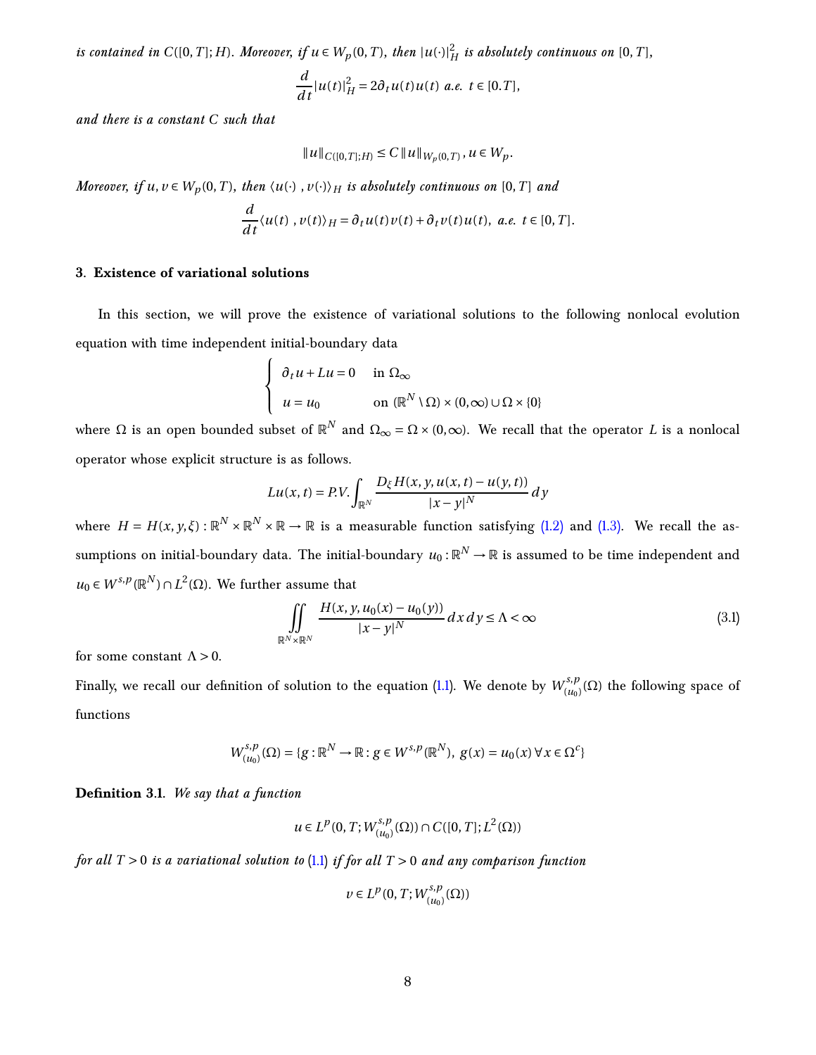*is contained in $C([0,T];H)$. Moreover, if $u \in W_p(0,T)$, then $|u(\cdot)|_H^2$ is absolutely continuous on $[0,T]$,*

$$\frac{d}{dt}|u(t)|_H^2 = 2\partial_t u(t) u(t) \text{ a.e. } t \in [0.T],$$

*and there is a constant $C$ such that*

$$\|u\|_{C([0,T];H)} \le C\|u\|_{W_p(0,T)}, u \in W_p.$$

*Moreover, if $u, v \in W_p(0,T)$, then $\langle u(\cdot), v(\cdot)\rangle_H$ is absolutely continuous on $[0,T]$ and*

$$\frac{d}{dt}\langle u(t), v(t)\rangle_H = \partial_t u(t) v(t) + \partial_t v(t) u(t), \text{ a.e. } t \in [0,T].$$

## 3. Existence of variational solutions

In this section, we will prove the existence of variational solutions to the following nonlocal evolution equation with time independent initial-boundary data

$$\begin{cases} \partial_t u + Lu = 0 & \text{in } \Omega_\infty \\ u = u_0 & \text{on } (\mathbb{R}^N \setminus \Omega) \times (0,\infty) \cup \Omega \times \{0\} \end{cases}$$

where $\Omega$ is an open bounded subset of $\mathbb{R}^N$ and $\Omega_\infty = \Omega \times (0,\infty)$. We recall that the operator $L$ is a nonlocal operator whose explicit structure is as follows.

$$Lu(x,t) = P.V. \int_{\mathbb{R}^N} \frac{D_\xi H(x,y,u(x,t) - u(y,t))}{|x-y|^N} dy$$

where $H = H(x,y,\xi) : \mathbb{R}^N \times \mathbb{R}^N \times \mathbb{R} \to \mathbb{R}$ is a measurable function satisfying (1.2) and (1.3). We recall the assumptions on initial-boundary data. The initial-boundary $u_0 : \mathbb{R}^N \to \mathbb{R}$ is assumed to be time independent and $u_0 \in W^{s,p}(\mathbb{R}^N) \cap L^2(\Omega)$. We further assume that

$$\iint_{\mathbb{R}^N \times \mathbb{R}^N} \frac{H(x,y,u_0(x) - u_0(y))}{|x-y|^N} dx\, dy \le \Lambda < \infty \tag{3.1}$$

for some constant $\Lambda > 0$.

Finally, we recall our definition of solution to the equation (1.1). We denote by $W^{s,p}_{(u_0)}(\Omega)$ the following space of functions

$$W^{s,p}_{(u_0)}(\Omega) = \{g : \mathbb{R}^N \to \mathbb{R} : g \in W^{s,p}(\mathbb{R}^N),\ g(x) = u_0(x)\ \forall x \in \Omega^c\}$$

**Definition 3.1.** *We say that a function*

$$u \in L^p(0,T; W^{s,p}_{(u_0)}(\Omega)) \cap C([0,T]; L^2(\Omega))$$

*for all $T > 0$ is a variational solution to (1.1) if for all $T > 0$ and any comparison function*

$$v \in L^p(0,T; W^{s,p}_{(u_0)}(\Omega))$$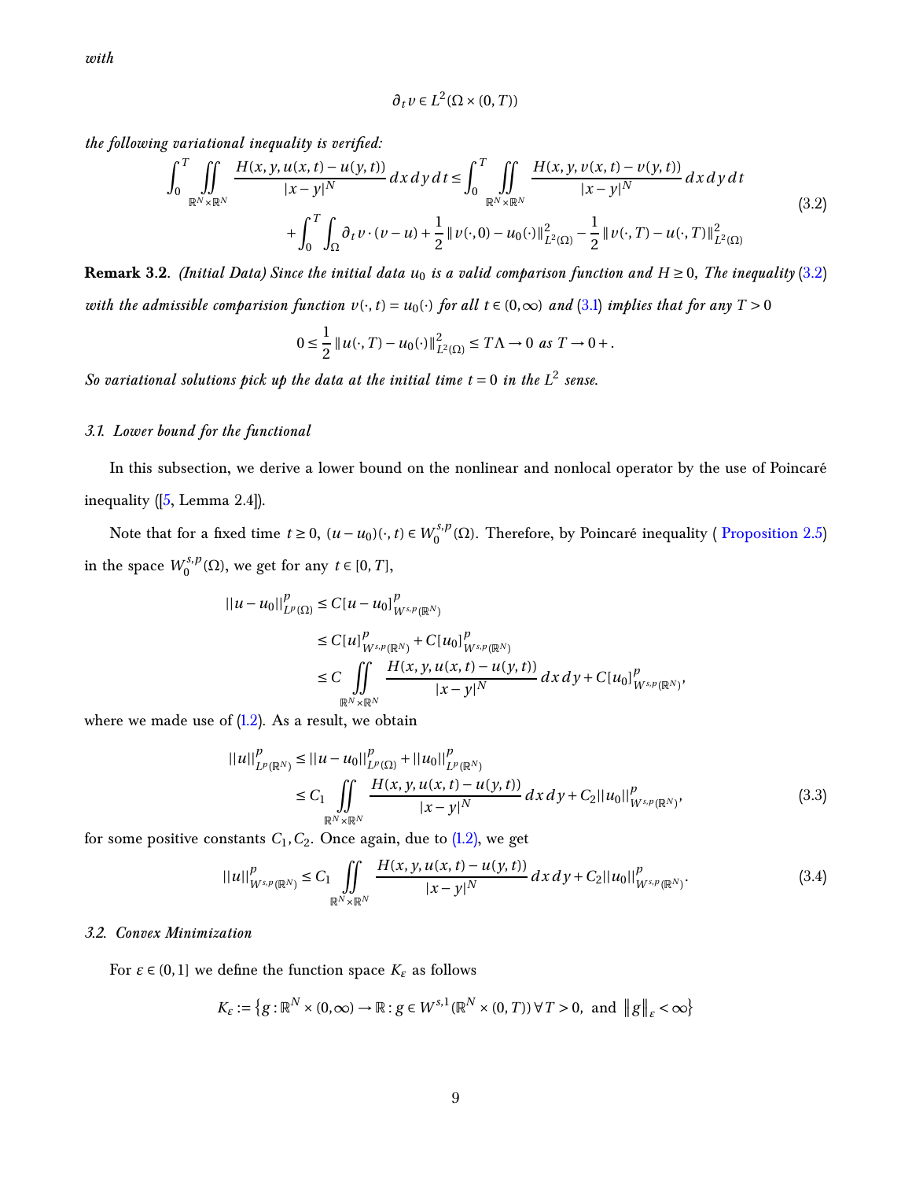*with*

$$\partial_t v \in L^2(\Omega \times (0,T))$$

*the following variational inequality is verified:*

$$\begin{aligned}\int_0^T \iint_{\mathbb{R}^N\times\mathbb{R}^N} \frac{H(x,y,u(x,t)-u(y,t))}{|x-y|^N}\,dx\,dy\,dt \le \int_0^T \iint_{\mathbb{R}^N\times\mathbb{R}^N} \frac{H(x,y,v(x,t)-v(y,t))}{|x-y|^N}\,dx\,dy\,dt \\ + \int_0^T\int_\Omega \partial_t v\cdot(v-u) + \frac{1}{2}\|v(\cdot,0)-u_0(\cdot)\|^2_{L^2(\Omega)} - \frac{1}{2}\|v(\cdot,T)-u(\cdot,T)\|^2_{L^2(\Omega)}\end{aligned} \tag{3.2}$$

**Remark 3.2**. *(Initial Data) Since the initial data $u_0$ is a valid comparison function and $H\ge 0$, The inequality (3.2) with the admissible comparision function $v(\cdot,t)=u_0(\cdot)$ for all $t\in(0,\infty)$ and (3.1) implies that for any $T>0$*

$$0 \le \frac{1}{2}\|u(\cdot,T)-u_0(\cdot)\|^2_{L^2(\Omega)} \le T\Lambda \to 0 \text{ as } T\to 0+.$$

*So variational solutions pick up the data at the initial time $t=0$ in the $L^2$ sense.*

### *3.1. Lower bound for the functional*

In this subsection, we derive a lower bound on the nonlinear and nonlocal operator by the use of Poincaré inequality ([5, Lemma 2.4]).

Note that for a fixed time $t\ge 0$, $(u-u_0)(\cdot,t)\in W_0^{s,p}(\Omega)$. Therefore, by Poincaré inequality ( Proposition 2.5) in the space $W_0^{s,p}(\Omega)$, we get for any $t\in[0,T]$,

$$\begin{aligned}||u-u_0||^p_{L^p(\Omega)} &\le C[u-u_0]^p_{W^{s,p}(\mathbb{R}^N)} \\ &\le C[u]^p_{W^{s,p}(\mathbb{R}^N)} + C[u_0]^p_{W^{s,p}(\mathbb{R}^N)} \\ &\le C\iint_{\mathbb{R}^N\times\mathbb{R}^N} \frac{H(x,y,u(x,t)-u(y,t))}{|x-y|^N}\,dx\,dy + C[u_0]^p_{W^{s,p}(\mathbb{R}^N)},\end{aligned}$$

where we made use of (1.2). As a result, we obtain

$$\begin{aligned}||u||^p_{L^p(\mathbb{R}^N)} &\le ||u-u_0||^p_{L^p(\Omega)} + ||u_0||^p_{L^p(\mathbb{R}^N)} \\ &\le C_1\iint_{\mathbb{R}^N\times\mathbb{R}^N} \frac{H(x,y,u(x,t)-u(y,t))}{|x-y|^N}\,dx\,dy + C_2||u_0||^p_{W^{s,p}(\mathbb{R}^N)},\end{aligned} \tag{3.3}$$

for some positive constants $C_1, C_2$. Once again, due to (1.2), we get

$$||u||^p_{W^{s,p}(\mathbb{R}^N)} \le C_1\iint_{\mathbb{R}^N\times\mathbb{R}^N} \frac{H(x,y,u(x,t)-u(y,t))}{|x-y|^N}\,dx\,dy + C_2||u_0||^p_{W^{s,p}(\mathbb{R}^N)}. \tag{3.4}$$

### *3.2. Convex Minimization*

For $\varepsilon\in(0,1]$ we define the function space $K_\varepsilon$ as follows

$$K_\varepsilon := \{g:\mathbb{R}^N\times(0,\infty)\to\mathbb{R} : g\in W^{s,1}(\mathbb{R}^N\times(0,T))\ \forall\, T>0, \text{ and } \|g\|_\varepsilon<\infty\}$$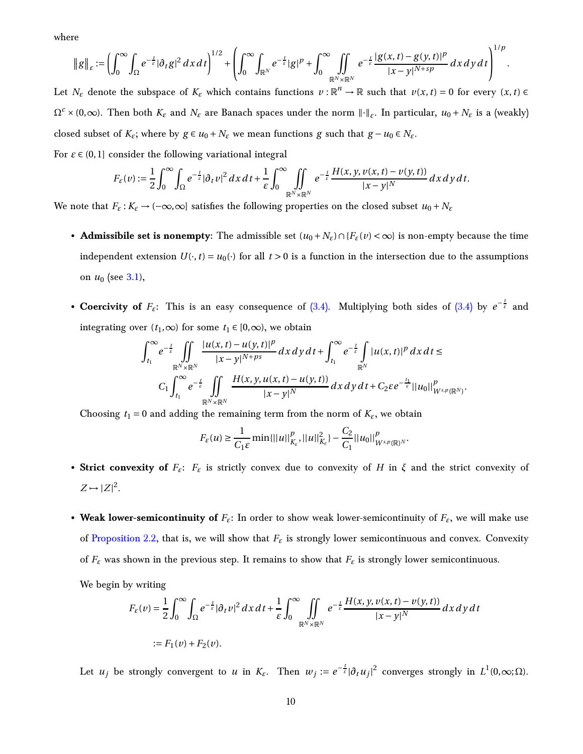where

$$\|g\|_{\varepsilon} := \left(\int_0^\infty \int_\Omega e^{-\frac{t}{\varepsilon}} |\partial_t g|^2 \, dx\, dt\right)^{1/2} + \left(\int_0^\infty \int_{\mathbb{R}^N} e^{-\frac{t}{\varepsilon}} |g|^p + \int_0^\infty \iint_{\mathbb{R}^N\times\mathbb{R}^N} e^{-\frac{t}{\varepsilon}} \frac{|g(x,t)-g(y,t)|^p}{|x-y|^{N+sp}} \, dx\, dy\, dt\right)^{1/p}.$$

Let $N_\varepsilon$ denote the subspace of $K_\varepsilon$ which contains functions $v: \mathbb{R}^n \to \mathbb{R}$ such that $v(x,t) = 0$ for every $(x,t) \in \Omega^c \times (0,\infty)$. Then both $K_\varepsilon$ and $N_\varepsilon$ are Banach spaces under the norm $\|\cdot\|_\varepsilon$. In particular, $u_0 + N_\varepsilon$ is a (weakly) closed subset of $K_\varepsilon$; where by $g \in u_0 + N_\varepsilon$ we mean functions $g$ such that $g - u_0 \in N_\varepsilon$.

For $\varepsilon \in (0,1]$ consider the following variational integral

$$F_\varepsilon(v) := \frac{1}{2}\int_0^\infty \int_\Omega e^{-\frac{t}{\varepsilon}} |\partial_t v|^2 \, dx\, dt + \frac{1}{\varepsilon}\int_0^\infty \iint_{\mathbb{R}^N\times\mathbb{R}^N} e^{-\frac{t}{\varepsilon}} \frac{H(x,y,v(x,t)-v(y,t))}{|x-y|^N} \, dx\, dy\, dt.$$

We note that $F_\varepsilon : K_\varepsilon \to (-\infty,\infty]$ satisfies the following properties on the closed subset $u_0 + N_\varepsilon$

- **Admissibile set is nonempty**: The admissible set $(u_0 + N_\varepsilon) \cap \{F_\varepsilon(v) < \infty\}$ is non-empty because the time independent extension $U(\cdot,t) = u_0(\cdot)$ for all $t > 0$ is a function in the intersection due to the assumptions on $u_0$ (see 3.1),

- **Coercivity of $F_\varepsilon$**: This is an easy consequence of (3.4). Multiplying both sides of (3.4) by $e^{-\frac{t}{\varepsilon}}$ and integrating over $(t_1,\infty)$ for some $t_1 \in [0,\infty)$, we obtain

$$\int_{t_1}^\infty e^{-\frac{t}{\varepsilon}} \iint_{\mathbb{R}^N\times\mathbb{R}^N} \frac{|u(x,t)-u(y,t)|^p}{|x-y|^{N+ps}} \, dx\, dy\, dt + \int_{t_1}^\infty e^{-\frac{t}{\varepsilon}} \int_{\mathbb{R}^N} |u(x,t)|^p \, dx\, dt \le$$
$$C_1 \int_{t_1}^\infty e^{-\frac{t}{\varepsilon}} \iint_{\mathbb{R}^N\times\mathbb{R}^N} \frac{H(x,y,u(x,t)-u(y,t))}{|x-y|^N} \, dx\, dy\, dt + C_2 \varepsilon e^{-\frac{t_1}{\varepsilon}} \|u_0\|^p_{W^{s,p}(\mathbb{R}^N)}.$$

  Choosing $t_1 = 0$ and adding the remaining term from the norm of $K_\varepsilon$, we obtain

$$F_\varepsilon(u) \ge \frac{1}{C_1\varepsilon} \min\{\|u\|^p_{K_\varepsilon}, \|u\|^2_{K_\varepsilon}\} - \frac{C_2}{C_1}\|u_0\|^p_{W^{s,p}(\mathbb{R})^N}.$$

- **Strict convexity of $F_\varepsilon$**: $F_\varepsilon$ is strictly convex due to convexity of $H$ in $\xi$ and the strict convexity of $Z \mapsto |Z|^2$.

- **Weak lower-semicontinuity of $F_\varepsilon$**: In order to show weak lower-semicontinuity of $F_\varepsilon$, we will make use of Proposition 2.2, that is, we will show that $F_\varepsilon$ is strongly lower semicontinuous and convex. Convexity of $F_\varepsilon$ was shown in the previous step. It remains to show that $F_\varepsilon$ is strongly lower semicontinuous.

  We begin by writing

$$F_\varepsilon(v) = \frac{1}{2}\int_0^\infty \int_\Omega e^{-\frac{t}{\varepsilon}} |\partial_t v|^2 \, dx\, dt + \frac{1}{\varepsilon}\int_0^\infty \iint_{\mathbb{R}^N\times\mathbb{R}^N} e^{-\frac{t}{\varepsilon}} \frac{H(x,y,v(x,t)-v(y,t))}{|x-y|^N} \, dx\, dy\, dt$$
$$:= F_1(v) + F_2(v).$$

  Let $u_j$ be strongly convergent to $u$ in $K_\varepsilon$. Then $w_j := e^{-\frac{t}{\varepsilon}} |\partial_t u_j|^2$ converges strongly in $L^1(0,\infty;\Omega)$.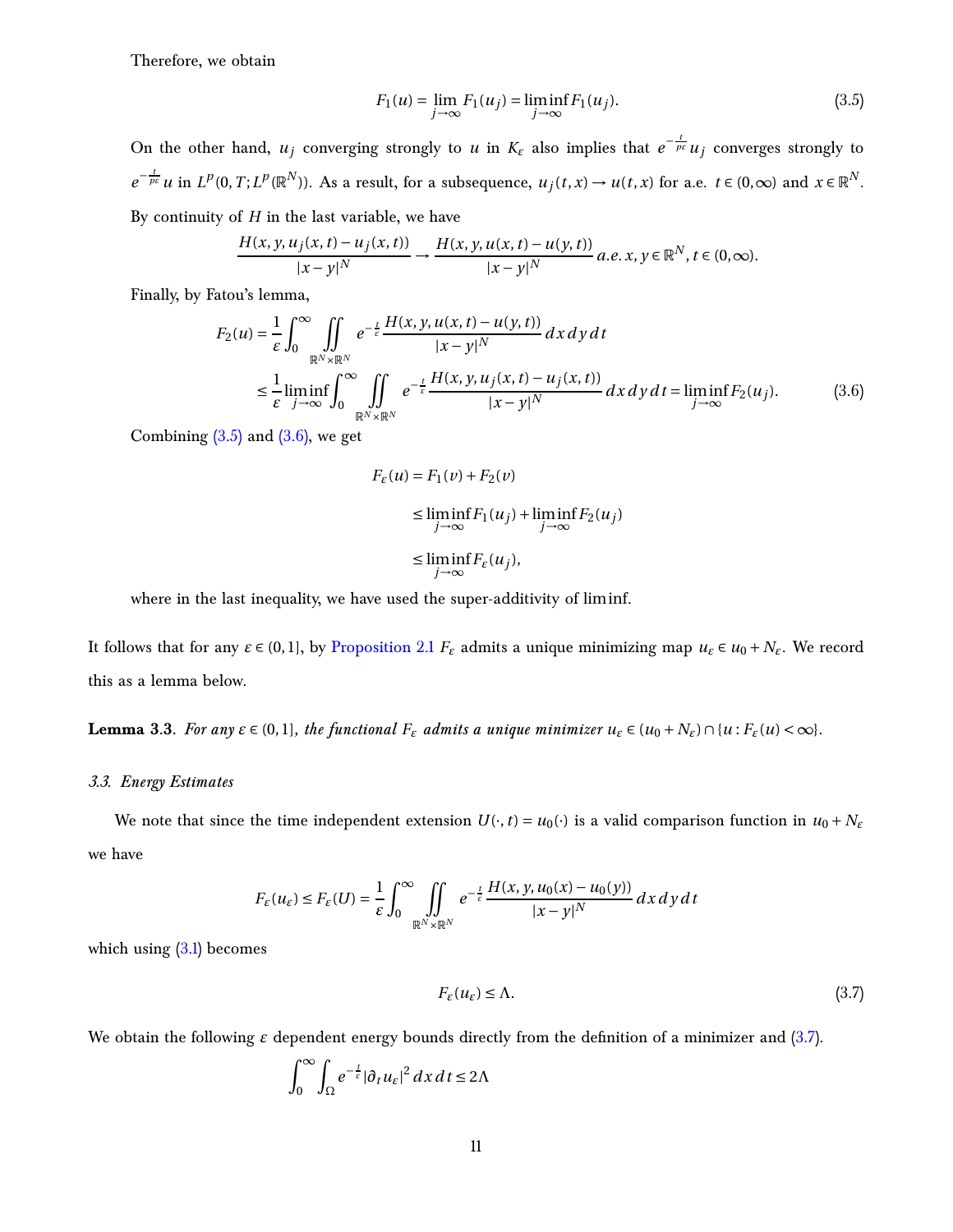Therefore, we obtain

$$F_1(u) = \lim_{j\to\infty} F_1(u_j) = \liminf_{j\to\infty} F_1(u_j). \tag{3.5}$$

On the other hand, $u_j$ converging strongly to $u$ in $K_\varepsilon$ also implies that $e^{-\frac{t}{p\varepsilon}} u_j$ converges strongly to $e^{-\frac{t}{p\varepsilon}} u$ in $L^p(0,T;L^p(\mathbb{R}^N))$. As a result, for a subsequence, $u_j(t,x) \to u(t,x)$ for a.e. $t \in (0,\infty)$ and $x \in \mathbb{R}^N$. By continuity of $H$ in the last variable, we have

$$\frac{H(x,y,u_j(x,t)-u_j(x,t))}{|x-y|^N} \to \frac{H(x,y,u(x,t)-u(y,t))}{|x-y|^N} \; a.e. \; x,y \in \mathbb{R}^N, t \in (0,\infty).$$

Finally, by Fatou's lemma,

$$\begin{aligned} F_2(u) &= \frac{1}{\varepsilon}\int_0^\infty \iint_{\mathbb{R}^N\times\mathbb{R}^N} e^{-\frac{t}{\varepsilon}} \frac{H(x,y,u(x,t)-u(y,t))}{|x-y|^N}\, dx\, dy\, dt \\ &\leq \frac{1}{\varepsilon}\liminf_{j\to\infty}\int_0^\infty \iint_{\mathbb{R}^N\times\mathbb{R}^N} e^{-\frac{t}{\varepsilon}} \frac{H(x,y,u_j(x,t)-u_j(x,t))}{|x-y|^N}\, dx\, dy\, dt = \liminf_{j\to\infty} F_2(u_j). \end{aligned} \tag{3.6}$$

Combining (3.5) and (3.6), we get

$$\begin{aligned} F_\varepsilon(u) &= F_1(v) + F_2(v) \\ &\leq \liminf_{j\to\infty} F_1(u_j) + \liminf_{j\to\infty} F_2(u_j) \\ &\leq \liminf_{j\to\infty} F_\varepsilon(u_j), \end{aligned}$$

where in the last inequality, we have used the super-additivity of liminf.

It follows that for any $\varepsilon \in (0,1]$, by Proposition 2.1 $F_\varepsilon$ admits a unique minimizing map $u_\varepsilon \in u_0 + N_\varepsilon$. We record this as a lemma below.

**Lemma 3.3**. *For any $\varepsilon \in (0,1]$, the functional $F_\varepsilon$ admits a unique minimizer $u_\varepsilon \in (u_0 + N_\varepsilon) \cap \{u : F_\varepsilon(u) < \infty\}$.*

### *3.3. Energy Estimates*

We note that since the time independent extension $U(\cdot,t) = u_0(\cdot)$ is a valid comparison function in $u_0 + N_\varepsilon$ we have

$$F_\varepsilon(u_\varepsilon) \leq F_\varepsilon(U) = \frac{1}{\varepsilon}\int_0^\infty \iint_{\mathbb{R}^N\times\mathbb{R}^N} e^{-\frac{t}{\varepsilon}} \frac{H(x,y,u_0(x)-u_0(y))}{|x-y|^N}\, dx\, dy\, dt$$

which using (3.1) becomes

$$F_\varepsilon(u_\varepsilon) \leq \Lambda. \tag{3.7}$$

We obtain the following $\varepsilon$ dependent energy bounds directly from the definition of a minimizer and (3.7).

$$\int_0^\infty \int_\Omega e^{-\frac{t}{\varepsilon}} |\partial_t u_\varepsilon|^2\, dx\, dt \leq 2\Lambda$$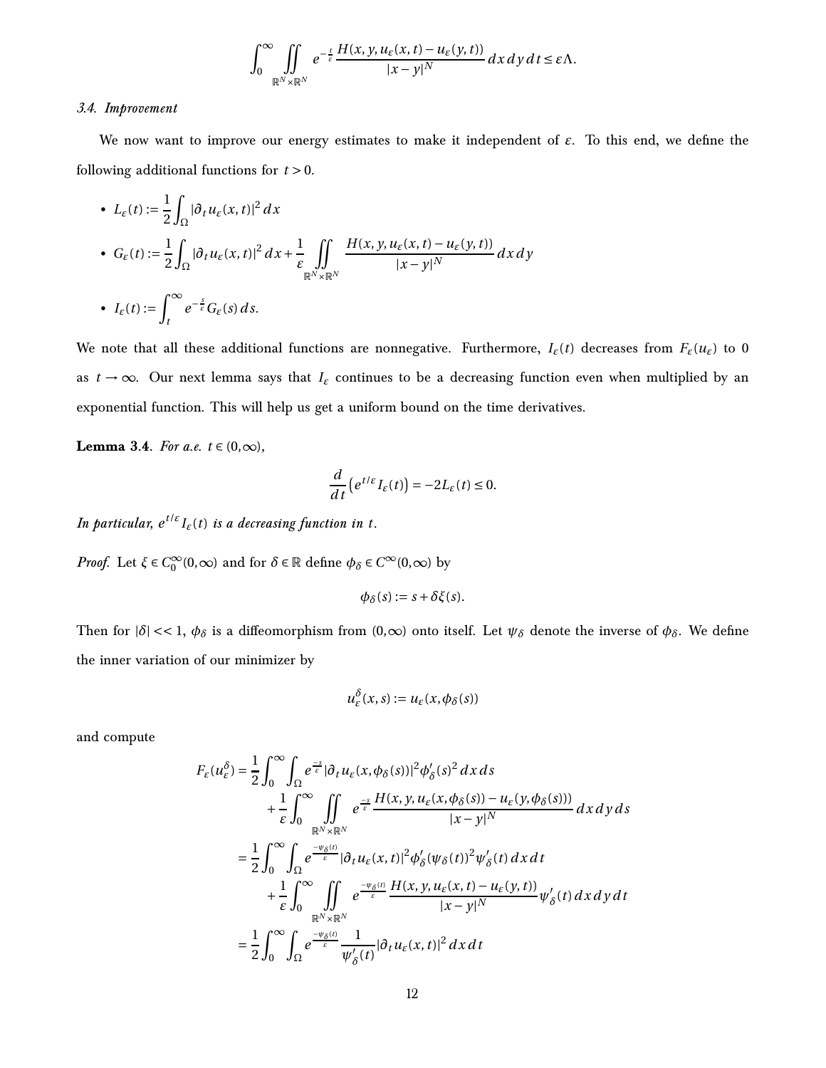$$\int_0^\infty \iint_{\mathbb{R}^N\times\mathbb{R}^N} e^{-\frac{t}{\varepsilon}} \frac{H(x,y,u_\varepsilon(x,t)-u_\varepsilon(y,t))}{|x-y|^N}\,dx\,dy\,dt \le \varepsilon\Lambda.$$

### 3.4. Improvement

We now want to improve our energy estimates to make it independent of $\varepsilon$. To this end, we define the following additional functions for $t>0$.

- $L_\varepsilon(t) := \frac{1}{2}\int_\Omega |\partial_t u_\varepsilon(x,t)|^2\,dx$
- $G_\varepsilon(t) := \frac{1}{2}\int_\Omega |\partial_t u_\varepsilon(x,t)|^2\,dx + \frac{1}{\varepsilon}\iint_{\mathbb{R}^N\times\mathbb{R}^N} \frac{H(x,y,u_\varepsilon(x,t)-u_\varepsilon(y,t))}{|x-y|^N}\,dx\,dy$
- $I_\varepsilon(t) := \int_t^\infty e^{-\frac{s}{\varepsilon}} G_\varepsilon(s)\,ds.$

We note that all these additional functions are nonnegative. Furthermore, $I_\varepsilon(t)$ decreases from $F_\varepsilon(u_\varepsilon)$ to 0 as $t\to\infty$. Our next lemma says that $I_\varepsilon$ continues to be a decreasing function even when multiplied by an exponential function. This will help us get a uniform bound on the time derivatives.

**Lemma 3.4**. *For a.e. $t\in(0,\infty)$,*

$$\frac{d}{dt}\left(e^{t/\varepsilon} I_\varepsilon(t)\right) = -2L_\varepsilon(t) \le 0.$$

*In particular, $e^{t/\varepsilon} I_\varepsilon(t)$ is a decreasing function in $t$.*

*Proof.* Let $\xi\in C_0^\infty(0,\infty)$ and for $\delta\in\mathbb{R}$ define $\phi_\delta\in C^\infty(0,\infty)$ by

$$\phi_\delta(s) := s+\delta\xi(s).$$

Then for $|\delta|<<1$, $\phi_\delta$ is a diffeomorphism from $(0,\infty)$ onto itself. Let $\psi_\delta$ denote the inverse of $\phi_\delta$. We define the inner variation of our minimizer by

$$u_\varepsilon^\delta(x,s) := u_\varepsilon(x,\phi_\delta(s))$$

and compute

$$\begin{aligned}
F_\varepsilon(u_\varepsilon^\delta) &= \frac{1}{2}\int_0^\infty\int_\Omega e^{\frac{-s}{\varepsilon}} |\partial_t u_\varepsilon(x,\phi_\delta(s))|^2 \phi_\delta'(s)^2\,dx\,ds \\
&\quad + \frac{1}{\varepsilon}\int_0^\infty \iint_{\mathbb{R}^N\times\mathbb{R}^N} e^{\frac{-s}{\varepsilon}} \frac{H(x,y,u_\varepsilon(x,\phi_\delta(s))-u_\varepsilon(y,\phi_\delta(s)))}{|x-y|^N}\,dx\,dy\,ds \\
&= \frac{1}{2}\int_0^\infty\int_\Omega e^{\frac{-\psi_\delta(t)}{\varepsilon}} |\partial_t u_\varepsilon(x,t)|^2 \phi_\delta'(\psi_\delta(t))^2\psi_\delta'(t)\,dx\,dt \\
&\quad + \frac{1}{\varepsilon}\int_0^\infty \iint_{\mathbb{R}^N\times\mathbb{R}^N} e^{\frac{-\psi_\delta(t)}{\varepsilon}} \frac{H(x,y,u_\varepsilon(x,t)-u_\varepsilon(y,t))}{|x-y|^N}\psi_\delta'(t)\,dx\,dy\,dt \\
&= \frac{1}{2}\int_0^\infty\int_\Omega e^{\frac{-\psi_\delta(t)}{\varepsilon}} \frac{1}{\psi_\delta'(t)} |\partial_t u_\varepsilon(x,t)|^2\,dx\,dt
\end{aligned}$$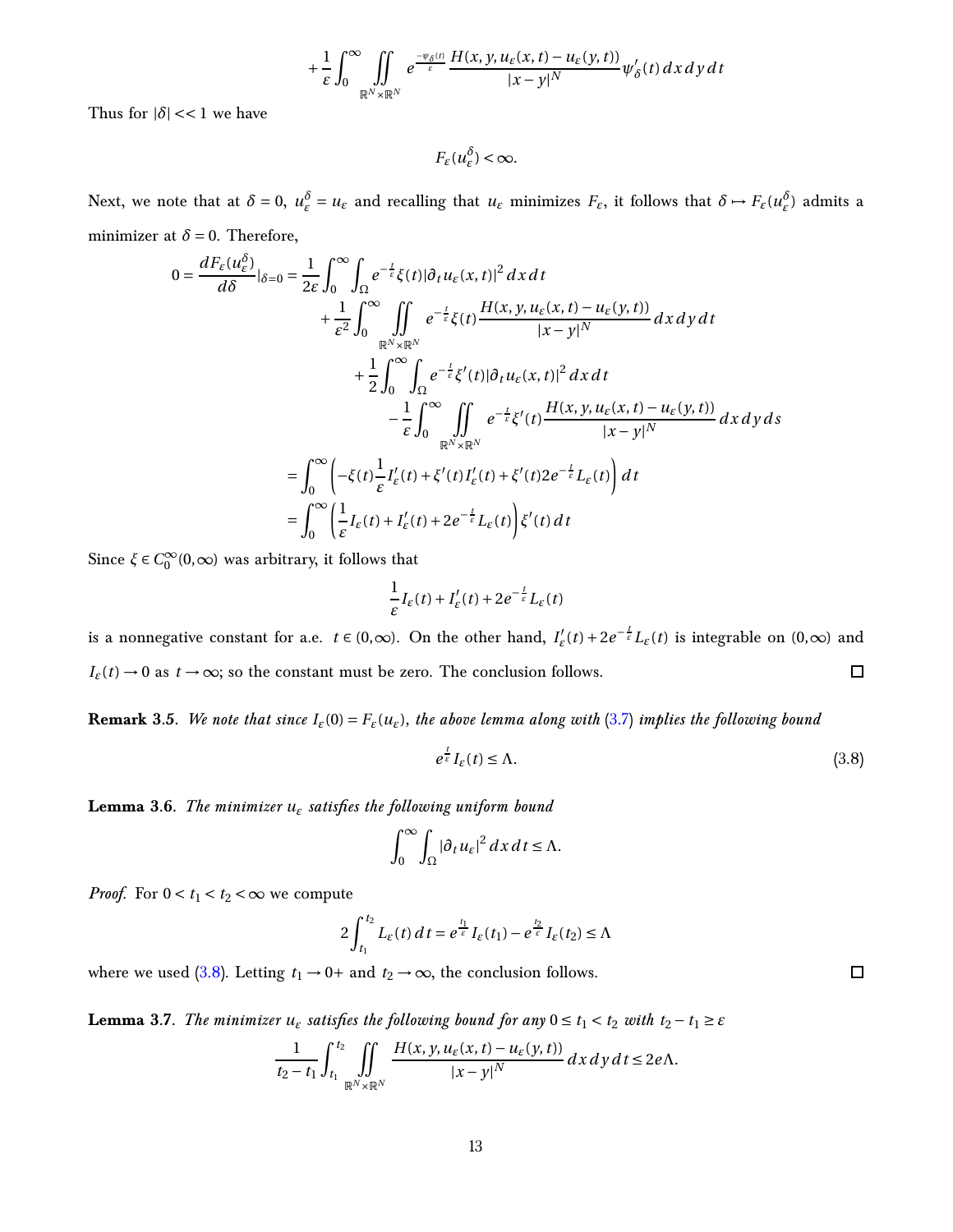$$+\frac{1}{\varepsilon}\int_0^\infty \iint\limits_{\mathbb{R}^N\times\mathbb{R}^N} e^{\frac{-\psi_\delta(t)}{\varepsilon}} \frac{H(x,y,u_\varepsilon(x,t)-u_\varepsilon(y,t))}{|x-y|^N}\psi'_\delta(t)\,dx\,dy\,dt$$

Thus for $|\delta| << 1$ we have

$$F_\varepsilon(u_\varepsilon^\delta) < \infty.$$

Next, we note that at $\delta = 0$, $u_\varepsilon^\delta = u_\varepsilon$ and recalling that $u_\varepsilon$ minimizes $F_\varepsilon$, it follows that $\delta \mapsto F_\varepsilon(u_\varepsilon^\delta)$ admits a minimizer at $\delta = 0$. Therefore,

$$\begin{aligned}
0 = \frac{dF_\varepsilon(u_\varepsilon^\delta)}{d\delta}\Big|_{\delta=0} &= \frac{1}{2\varepsilon}\int_0^\infty\int_\Omega e^{-\frac{t}{\varepsilon}}\xi(t)|\partial_t u_\varepsilon(x,t)|^2\,dx\,dt \\
&\quad + \frac{1}{\varepsilon^2}\int_0^\infty \iint\limits_{\mathbb{R}^N\times\mathbb{R}^N} e^{-\frac{t}{\varepsilon}}\xi(t)\frac{H(x,y,u_\varepsilon(x,t)-u_\varepsilon(y,t))}{|x-y|^N}\,dx\,dy\,dt \\
&\quad\quad + \frac{1}{2}\int_0^\infty\int_\Omega e^{-\frac{t}{\varepsilon}}\xi'(t)|\partial_t u_\varepsilon(x,t)|^2\,dx\,dt \\
&\quad\quad\quad - \frac{1}{\varepsilon}\int_0^\infty \iint\limits_{\mathbb{R}^N\times\mathbb{R}^N} e^{-\frac{t}{\varepsilon}}\xi'(t)\frac{H(x,y,u_\varepsilon(x,t)-u_\varepsilon(y,t))}{|x-y|^N}\,dx\,dy\,ds \\
&= \int_0^\infty \left(-\xi(t)\frac{1}{\varepsilon}I'_\varepsilon(t) + \xi'(t)I'_\varepsilon(t) + \xi'(t)2e^{-\frac{t}{\varepsilon}}L_\varepsilon(t)\right)dt \\
&= \int_0^\infty \left(\frac{1}{\varepsilon}I_\varepsilon(t) + I'_\varepsilon(t) + 2e^{-\frac{t}{\varepsilon}}L_\varepsilon(t)\right)\xi'(t)\,dt
\end{aligned}$$

Since $\xi \in C_0^\infty(0,\infty)$ was arbitrary, it follows that

$$\frac{1}{\varepsilon}I_\varepsilon(t) + I'_\varepsilon(t) + 2e^{-\frac{t}{\varepsilon}}L_\varepsilon(t)$$

is a nonnegative constant for a.e. $t \in (0,\infty)$. On the other hand, $I'_\varepsilon(t) + 2e^{-\frac{t}{\varepsilon}}L_\varepsilon(t)$ is integrable on $(0,\infty)$ and $I_\varepsilon(t) \to 0$ as $t \to \infty$; so the constant must be zero. The conclusion follows. □

**Remark 3.5**. *We note that since $I_\varepsilon(0) = F_\varepsilon(u_\varepsilon)$, the above lemma along with (3.7) implies the following bound*

$$e^{\frac{t}{\varepsilon}}I_\varepsilon(t) \le \Lambda. \tag{3.8}$$

**Lemma 3.6**. *The minimizer $u_\varepsilon$ satisfies the following uniform bound*

$$\int_0^\infty\int_\Omega |\partial_t u_\varepsilon|^2\,dx\,dt \le \Lambda.$$

*Proof.* For $0 < t_1 < t_2 < \infty$ we compute

$$2\int_{t_1}^{t_2} L_\varepsilon(t)\,dt = e^{\frac{t_1}{\varepsilon}}I_\varepsilon(t_1) - e^{\frac{t_2}{\varepsilon}}I_\varepsilon(t_2) \le \Lambda$$

where we used (3.8). Letting $t_1 \to 0+$ and $t_2 \to \infty$, the conclusion follows. □

**Lemma 3.7**. *The minimizer $u_\varepsilon$ satisfies the following bound for any $0 \le t_1 < t_2$ with $t_2 - t_1 \ge \varepsilon$*

$$\frac{1}{t_2-t_1}\int_{t_1}^{t_2}\iint\limits_{\mathbb{R}^N\times\mathbb{R}^N} \frac{H(x,y,u_\varepsilon(x,t)-u_\varepsilon(y,t))}{|x-y|^N}\,dx\,dy\,dt \le 2e\Lambda.$$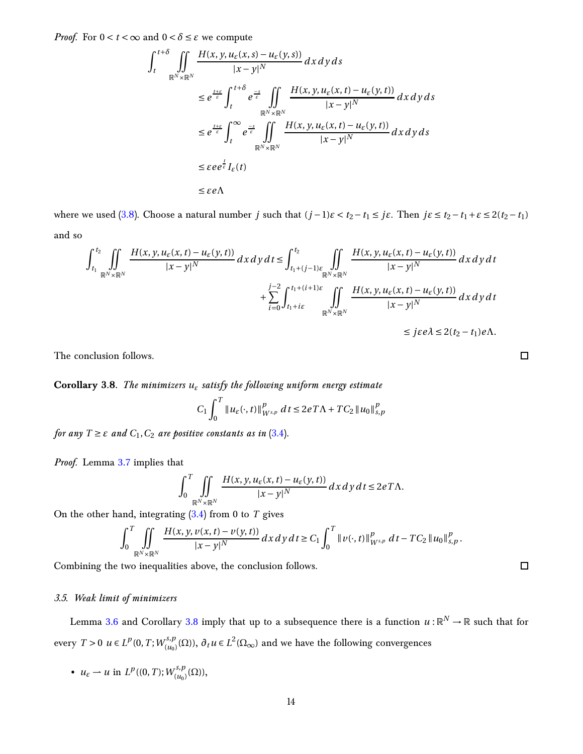*Proof.* For $0 < t < \infty$ and $0 < \delta \le \varepsilon$ we compute

$$
\begin{aligned}
\int_t^{t+\delta} \iint_{\mathbb{R}^N \times \mathbb{R}^N} & \frac{H(x, y, u_\varepsilon(x,s) - u_\varepsilon(y,s))}{|x-y|^N} \, dx\, dy\, ds \\
&\le e^{\frac{t+\varepsilon}{\varepsilon}} \int_t^{t+\delta} e^{\frac{-s}{\varepsilon}} \iint_{\mathbb{R}^N \times \mathbb{R}^N} \frac{H(x, y, u_\varepsilon(x,t) - u_\varepsilon(y,t))}{|x-y|^N} \, dx\, dy\, ds \\
&\le e^{\frac{t+\varepsilon}{\varepsilon}} \int_t^{\infty} e^{\frac{-s}{\varepsilon}} \iint_{\mathbb{R}^N \times \mathbb{R}^N} \frac{H(x, y, u_\varepsilon(x,t) - u_\varepsilon(y,t))}{|x-y|^N} \, dx\, dy\, ds \\
&\le \varepsilon e e^{\frac{t}{\varepsilon}} I_\varepsilon(t) \\
&\le \varepsilon e \Lambda
\end{aligned}
$$

where we used (3.8). Choose a natural number $j$ such that $(j-1)\varepsilon < t_2 - t_1 \le j\varepsilon$. Then $j\varepsilon \le t_2 - t_1 + \varepsilon \le 2(t_2 - t_1)$ and so

$$
\begin{aligned}
\int_{t_1}^{t_2} \iint_{\mathbb{R}^N \times \mathbb{R}^N} \frac{H(x, y, u_\varepsilon(x,t) - u_\varepsilon(y,t))}{|x-y|^N} \, dx\, dy\, dt &\le \int_{t_1+(j-1)\varepsilon}^{t_2} \iint_{\mathbb{R}^N \times \mathbb{R}^N} \frac{H(x, y, u_\varepsilon(x,t) - u_\varepsilon(y,t))}{|x-y|^N} \, dx\, dy\, dt \\
&\quad + \sum_{i=0}^{j-2} \int_{t_1+i\varepsilon}^{t_1+(i+1)\varepsilon} \iint_{\mathbb{R}^N \times \mathbb{R}^N} \frac{H(x, y, u_\varepsilon(x,t) - u_\varepsilon(y,t))}{|x-y|^N} \, dx\, dy\, dt \\
&\le j\varepsilon e \lambda \le 2(t_2 - t_1) e \Lambda.
\end{aligned}
$$

The conclusion follows. ☐

**Corollary 3.8.** *The minimizers $u_\varepsilon$ satisfy the following uniform energy estimate*

$$
C_1 \int_0^T \|u_\varepsilon(\cdot, t)\|^p_{W^{s,p}} \, dt \le 2eT\Lambda + TC_2 \|u_0\|^p_{s,p}
$$

*for any $T \ge \varepsilon$ and $C_1, C_2$ are positive constants as in (3.4).*

*Proof.* Lemma 3.7 implies that

$$
\int_0^T \iint_{\mathbb{R}^N \times \mathbb{R}^N} \frac{H(x, y, u_\varepsilon(x,t) - u_\varepsilon(y,t))}{|x-y|^N} \, dx\, dy\, dt \le 2eT\Lambda.
$$

On the other hand, integrating (3.4) from 0 to $T$ gives

$$
\int_0^T \iint_{\mathbb{R}^N \times \mathbb{R}^N} \frac{H(x, y, v(x,t) - v(y,t))}{|x-y|^N} \, dx\, dy\, dt \ge C_1 \int_0^T \|v(\cdot, t)\|^p_{W^{s,p}} \, dt - TC_2 \|u_0\|^p_{s,p}.
$$

Combining the two inequalities above, the conclusion follows. ☐

### 3.5. *Weak limit of minimizers*

Lemma 3.6 and Corollary 3.8 imply that up to a subsequence there is a function $u : \mathbb{R}^N \to \mathbb{R}$ such that for every $T > 0$ $u \in L^p(0, T; W^{s,p}_{(u_0)}(\Omega))$, $\partial_t u \in L^2(\Omega_\infty)$ and we have the following convergences

- $u_\varepsilon \rightharpoonup u$ in $L^p((0,T); W^{s,p}_{(u_0)}(\Omega))$,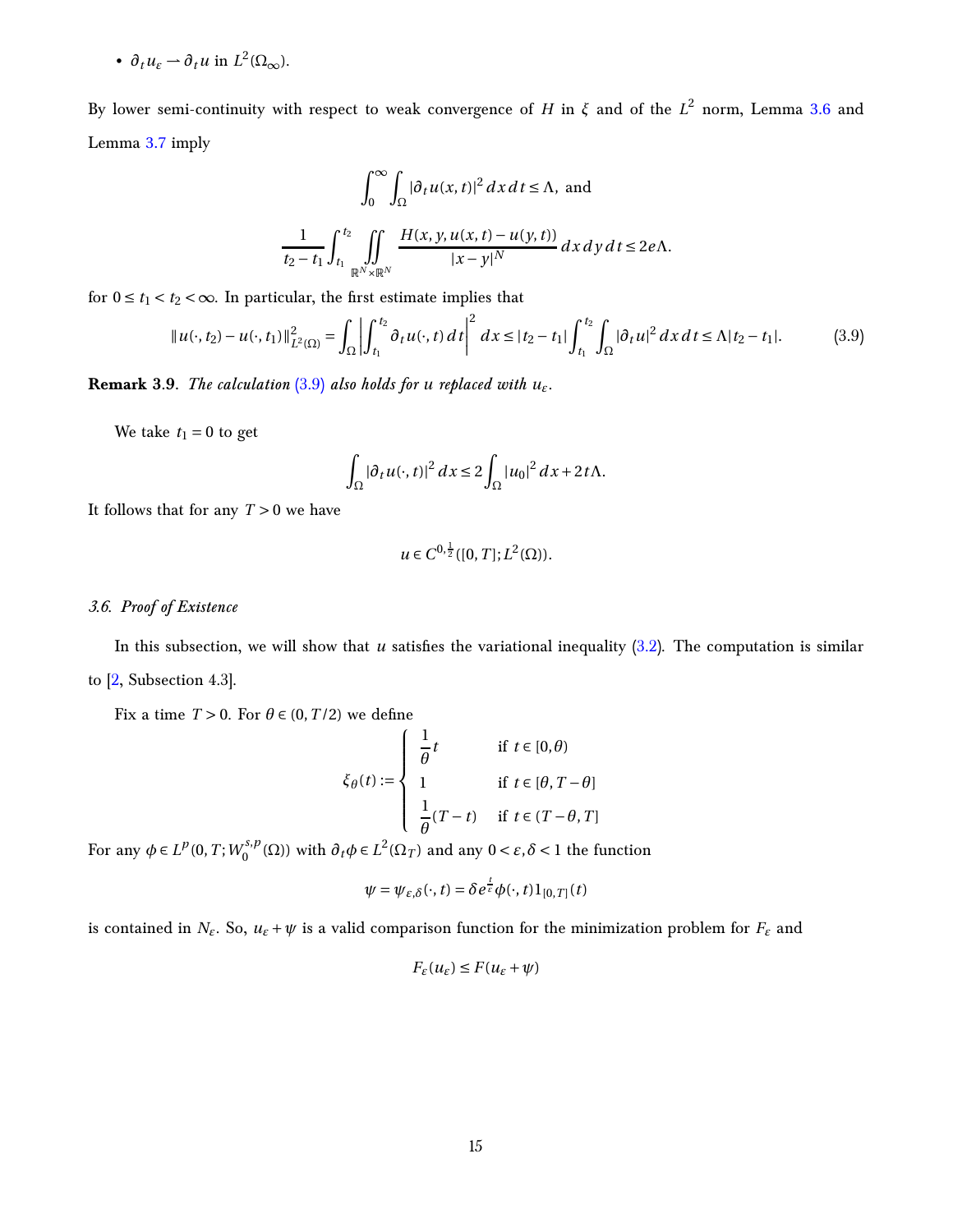- $\partial_t u_\varepsilon \rightharpoonup \partial_t u$ in $L^2(\Omega_\infty)$.

By lower semi-continuity with respect to weak convergence of $H$ in $\xi$ and of the $L^2$ norm, Lemma 3.6 and Lemma 3.7 imply

$$\int_0^\infty \int_\Omega |\partial_t u(x,t)|^2 \, dx \, dt \leq \Lambda, \text{ and}$$

$$\frac{1}{t_2 - t_1} \int_{t_1}^{t_2} \iint_{\mathbb{R}^N \times \mathbb{R}^N} \frac{H(x,y,u(x,t)-u(y,t))}{|x-y|^N} \, dx \, dy \, dt \leq 2e\Lambda.$$

for $0 \leq t_1 < t_2 < \infty$. In particular, the first estimate implies that

$$\|u(\cdot,t_2) - u(\cdot,t_1)\|_{L^2(\Omega)}^2 = \int_\Omega \left| \int_{t_1}^{t_2} \partial_t u(\cdot,t) \, dt \right|^2 dx \leq |t_2 - t_1| \int_{t_1}^{t_2} \int_\Omega |\partial_t u|^2 \, dx \, dt \leq \Lambda |t_2 - t_1|. \tag{3.9}$$

**Remark 3.9**. *The calculation (3.9) also holds for $u$ replaced with $u_\varepsilon$.*

We take $t_1 = 0$ to get

$$\int_\Omega |\partial_t u(\cdot,t)|^2 \, dx \leq 2 \int_\Omega |u_0|^2 \, dx + 2t\Lambda.$$

It follows that for any $T > 0$ we have

$$u \in C^{0,\frac{1}{2}}([0,T]; L^2(\Omega)).$$

### *3.6. Proof of Existence*

In this subsection, we will show that $u$ satisfies the variational inequality (3.2). The computation is similar to [2, Subsection 4.3].

Fix a time $T > 0$. For $\theta \in (0, T/2)$ we define

$$\xi_\theta(t) := \begin{cases} \frac{1}{\theta} t & \text{if } t \in [0,\theta) \\ 1 & \text{if } t \in [\theta, T-\theta] \\ \frac{1}{\theta}(T-t) & \text{if } t \in (T-\theta, T] \end{cases}$$

For any $\phi \in L^p(0,T; W_0^{s,p}(\Omega))$ with $\partial_t \phi \in L^2(\Omega_T)$ and any $0 < \varepsilon, \delta < 1$ the function

$$\psi = \psi_{\varepsilon,\delta}(\cdot,t) = \delta e^{\frac{t}{\varepsilon}} \phi(\cdot,t) 1_{[0,T]}(t)$$

is contained in $N_\varepsilon$. So, $u_\varepsilon + \psi$ is a valid comparison function for the minimization problem for $F_\varepsilon$ and

$$F_\varepsilon(u_\varepsilon) \leq F(u_\varepsilon + \psi)$$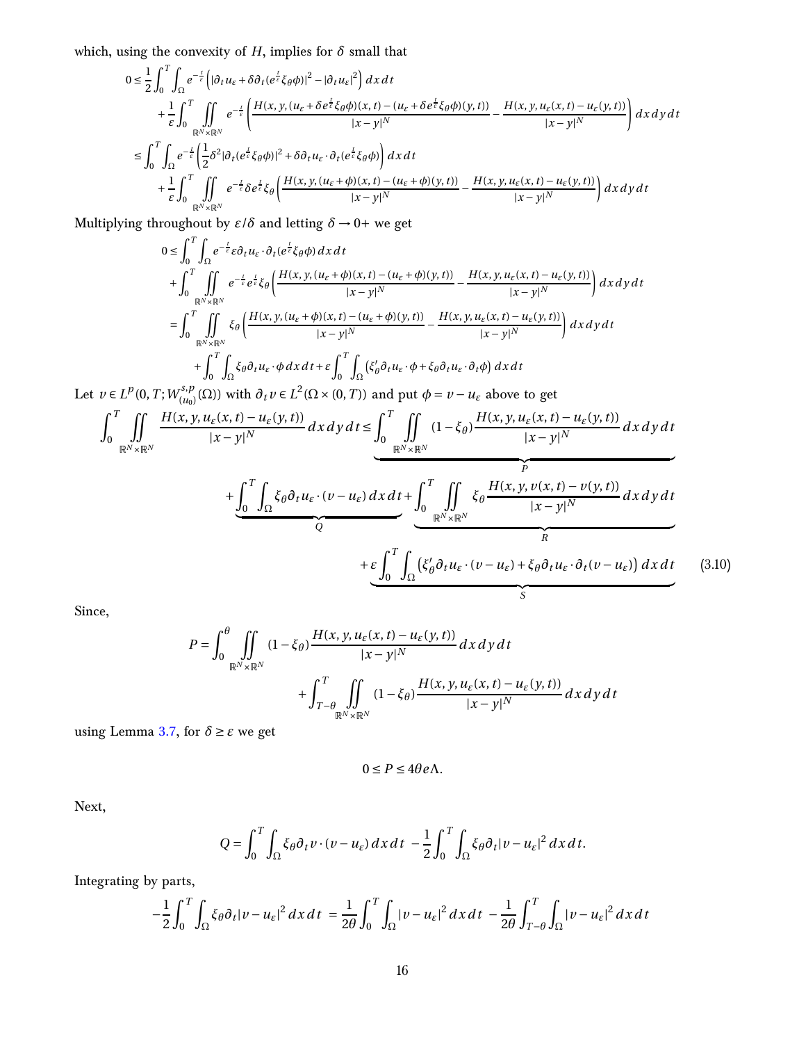which, using the convexity of $H$, implies for $\delta$ small that

$$
\begin{aligned}
0 \le \,& \frac{1}{2}\int_0^T \int_\Omega e^{-\frac{t}{\varepsilon}} \left( |\partial_t u_\varepsilon + \delta \partial_t (e^{\frac{t}{\varepsilon}} \xi_\theta \phi)|^2 - |\partial_t u_\varepsilon|^2 \right) dx\, dt \\
&+ \frac{1}{\varepsilon} \int_0^T \iint\limits_{\mathbb{R}^N \times \mathbb{R}^N} e^{-\frac{t}{\varepsilon}} \left( \frac{H(x,y,(u_\varepsilon + \delta e^{\frac{t}{\varepsilon}} \xi_\theta \phi)(x,t) - (u_\varepsilon + \delta e^{\frac{t}{\varepsilon}} \xi_\theta \phi)(y,t))}{|x-y|^N} - \frac{H(x,y,u_\varepsilon(x,t) - u_\varepsilon(y,t))}{|x-y|^N} \right) dx\, dy\, dt \\
\le \,& \int_0^T \int_\Omega e^{-\frac{t}{\varepsilon}} \left( \frac{1}{2} \delta^2 |\partial_t (e^{\frac{t}{\varepsilon}} \xi_\theta \phi)|^2 + \delta \partial_t u_\varepsilon \cdot \partial_t (e^{\frac{t}{\varepsilon}} \xi_\theta \phi) \right) dx\, dt \\
&+ \frac{1}{\varepsilon} \int_0^T \iint\limits_{\mathbb{R}^N \times \mathbb{R}^N} e^{-\frac{t}{\varepsilon}} \delta e^{\frac{t}{\varepsilon}} \xi_\theta \left( \frac{H(x,y,(u_\varepsilon + \phi)(x,t) - (u_\varepsilon + \phi)(y,t))}{|x-y|^N} - \frac{H(x,y,u_\varepsilon(x,t) - u_\varepsilon(y,t))}{|x-y|^N} \right) dx\, dy\, dt
\end{aligned}
$$

Multiplying throughout by $\varepsilon/\delta$ and letting $\delta \to 0+$ we get

$$
\begin{aligned}
0 \le \,& \int_0^T \int_\Omega e^{-\frac{t}{\varepsilon}} \varepsilon \partial_t u_\varepsilon \cdot \partial_t (e^{\frac{t}{\varepsilon}} \xi_\theta \phi)\, dx\, dt \\
&+ \int_0^T \iint\limits_{\mathbb{R}^N \times \mathbb{R}^N} e^{-\frac{t}{\varepsilon}} e^{\frac{t}{\varepsilon}} \xi_\theta \left( \frac{H(x,y,(u_\varepsilon + \phi)(x,t) - (u_\varepsilon + \phi)(y,t))}{|x-y|^N} - \frac{H(x,y,u_\varepsilon(x,t) - u_\varepsilon(y,t))}{|x-y|^N} \right) dx\, dy\, dt \\
= \,& \int_0^T \iint\limits_{\mathbb{R}^N \times \mathbb{R}^N} \xi_\theta \left( \frac{H(x,y,(u_\varepsilon + \phi)(x,t) - (u_\varepsilon + \phi)(y,t))}{|x-y|^N} - \frac{H(x,y,u_\varepsilon(x,t) - u_\varepsilon(y,t))}{|x-y|^N} \right) dx\, dy\, dt \\
&+ \int_0^T \int_\Omega \xi_\theta \partial_t u_\varepsilon \cdot \phi\, dx\, dt + \varepsilon \int_0^T \int_\Omega \left( \xi_\theta' \partial_t u_\varepsilon \cdot \phi + \xi_\theta \partial_t u_\varepsilon \cdot \partial_t \phi \right) dx\, dt
\end{aligned}
$$

Let $v \in L^p(0,T; W^{s,p}_{(u_0)}(\Omega))$ with $\partial_t v \in L^2(\Omega \times (0,T))$ and put $\phi = v - u_\varepsilon$ above to get

$$
\begin{aligned}
\int_0^T \iint\limits_{\mathbb{R}^N \times \mathbb{R}^N} \frac{H(x,y,u_\varepsilon(x,t) - u_\varepsilon(y,t))}{|x-y|^N}\, dx\, dy\, dt \le \,& \underbrace{\int_0^T \iint\limits_{\mathbb{R}^N \times \mathbb{R}^N} (1-\xi_\theta) \frac{H(x,y,u_\varepsilon(x,t) - u_\varepsilon(y,t))}{|x-y|^N}\, dx\, dy\, dt}_{P} \\
&+ \underbrace{\int_0^T \int_\Omega \xi_\theta \partial_t u_\varepsilon \cdot (v - u_\varepsilon)\, dx\, dt}_{Q} + \underbrace{\int_0^T \iint\limits_{\mathbb{R}^N \times \mathbb{R}^N} \xi_\theta \frac{H(x,y,v(x,t) - v(y,t))}{|x-y|^N}\, dx\, dy\, dt}_{R} \\
&+ \underbrace{\varepsilon \int_0^T \int_\Omega \left( \xi_\theta' \partial_t u_\varepsilon \cdot (v - u_\varepsilon) + \xi_\theta \partial_t u_\varepsilon \cdot \partial_t (v - u_\varepsilon) \right) dx\, dt}_{S}
\end{aligned}
\tag{3.10}
$$

Since,

$$
P = \int_0^\theta \iint\limits_{\mathbb{R}^N \times \mathbb{R}^N} (1-\xi_\theta) \frac{H(x,y,u_\varepsilon(x,t) - u_\varepsilon(y,t))}{|x-y|^N}\, dx\, dy\, dt + \int_{T-\theta}^T \iint\limits_{\mathbb{R}^N \times \mathbb{R}^N} (1-\xi_\theta) \frac{H(x,y,u_\varepsilon(x,t) - u_\varepsilon(y,t))}{|x-y|^N}\, dx\, dy\, dt
$$

using Lemma 3.7, for $\delta \ge \varepsilon$ we get

$$
0 \le P \le 4\theta e \Lambda.
$$

Next,

$$
Q = \int_0^T \int_\Omega \xi_\theta \partial_t v \cdot (v - u_\varepsilon)\, dx\, dt \; - \frac{1}{2} \int_0^T \int_\Omega \xi_\theta \partial_t |v - u_\varepsilon|^2\, dx\, dt.
$$

Integrating by parts,

$$
-\frac{1}{2} \int_0^T \int_\Omega \xi_\theta \partial_t |v - u_\varepsilon|^2\, dx\, dt \; = \frac{1}{2\theta} \int_0^T \int_\Omega |v - u_\varepsilon|^2\, dx\, dt \; - \frac{1}{2\theta} \int_{T-\theta}^T \int_\Omega |v - u_\varepsilon|^2\, dx\, dt
$$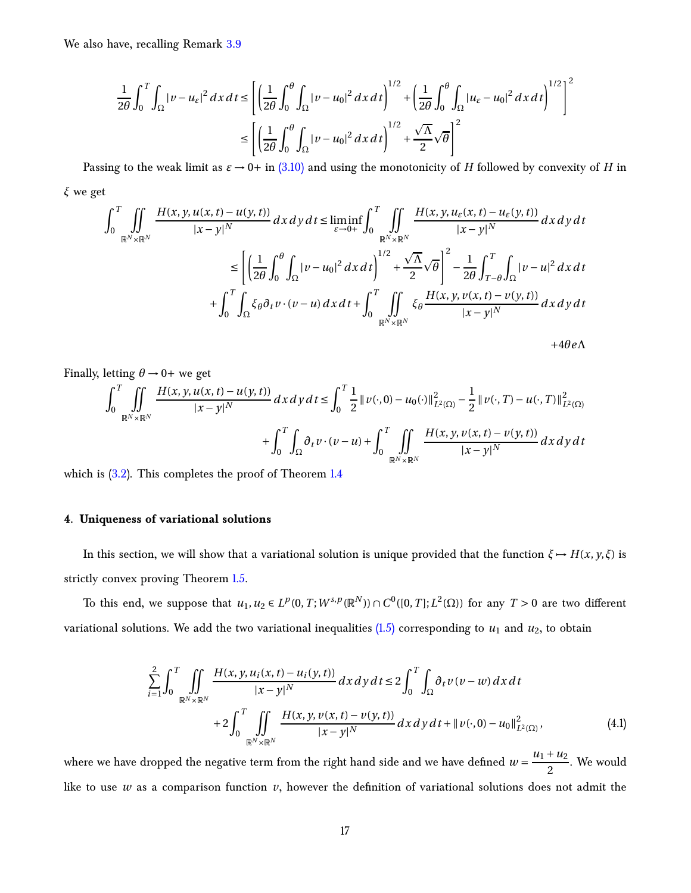We also have, recalling Remark 3.9

$$
\begin{aligned}
\frac{1}{2\theta}\int_0^T\int_\Omega |v-u_\varepsilon|^2\,dx\,dt &\le \left[\left(\frac{1}{2\theta}\int_0^\theta\int_\Omega |v-u_0|^2\,dx\,dt\right)^{1/2}+\left(\frac{1}{2\theta}\int_0^\theta\int_\Omega |u_\varepsilon-u_0|^2\,dx\,dt\right)^{1/2}\right]^2\\
&\le \left[\left(\frac{1}{2\theta}\int_0^\theta\int_\Omega |v-u_0|^2\,dx\,dt\right)^{1/2}+\frac{\sqrt{\Lambda}}{2}\sqrt{\theta}\right]^2
\end{aligned}
$$

Passing to the weak limit as $\varepsilon\to 0+$ in (3.10) and using the monotonicity of $H$ followed by convexity of $H$ in $\xi$ we get

$$
\begin{aligned}
\int_0^T\iint\limits_{\mathbb{R}^N\times\mathbb{R}^N}\frac{H(x,y,u(x,t)-u(y,t))}{|x-y|^N}\,dx\,dy\,dt &\le \liminf_{\varepsilon\to 0+}\int_0^T\iint\limits_{\mathbb{R}^N\times\mathbb{R}^N}\frac{H(x,y,u_\varepsilon(x,t)-u_\varepsilon(y,t))}{|x-y|^N}\,dx\,dy\,dt\\
&\le \left[\left(\frac{1}{2\theta}\int_0^\theta\int_\Omega |v-u_0|^2\,dx\,dt\right)^{1/2}+\frac{\sqrt{\Lambda}}{2}\sqrt{\theta}\right]^2-\frac{1}{2\theta}\int_{T-\theta}^T\int_\Omega |v-u|^2\,dx\,dt\\
&\quad+\int_0^T\int_\Omega \xi_\theta\partial_t v\cdot(v-u)\,dx\,dt+\int_0^T\iint\limits_{\mathbb{R}^N\times\mathbb{R}^N}\xi_\theta\frac{H(x,y,v(x,t)-v(y,t))}{|x-y|^N}\,dx\,dy\,dt\\
&\quad+4\theta e\Lambda
\end{aligned}
$$

Finally, letting $\theta\to 0+$ we get

$$
\begin{aligned}
\int_0^T\iint\limits_{\mathbb{R}^N\times\mathbb{R}^N}\frac{H(x,y,u(x,t)-u(y,t))}{|x-y|^N}\,dx\,dy\,dt &\le \int_0^T\frac{1}{2}\|v(\cdot,0)-u_0(\cdot)\|^2_{L^2(\Omega)}-\frac{1}{2}\|v(\cdot,T)-u(\cdot,T)\|^2_{L^2(\Omega)}\\
&\quad+\int_0^T\int_\Omega \partial_t v\cdot(v-u)+\int_0^T\iint\limits_{\mathbb{R}^N\times\mathbb{R}^N}\frac{H(x,y,v(x,t)-v(y,t))}{|x-y|^N}\,dx\,dy\,dt
\end{aligned}
$$

which is (3.2). This completes the proof of Theorem 1.4

## 4. Uniqueness of variational solutions

In this section, we will show that a variational solution is unique provided that the function $\xi\mapsto H(x,y,\xi)$ is strictly convex proving Theorem 1.5.

To this end, we suppose that $u_1,u_2\in L^p(0,T;W^{s,p}(\mathbb{R}^N))\cap C^0([0,T];L^2(\Omega))$ for any $T>0$ are two different variational solutions. We add the two variational inequalities (1.5) corresponding to $u_1$ and $u_2$, to obtain

$$
\begin{aligned}
\sum_{i=1}^{2}\int_0^T\iint\limits_{\mathbb{R}^N\times\mathbb{R}^N}\frac{H(x,y,u_i(x,t)-u_i(y,t))}{|x-y|^N}\,dx\,dy\,dt &\le 2\int_0^T\int_\Omega \partial_t v\,(v-w)\,dx\,dt\\
&\quad+2\int_0^T\iint\limits_{\mathbb{R}^N\times\mathbb{R}^N}\frac{H(x,y,v(x,t)-v(y,t))}{|x-y|^N}\,dx\,dy\,dt+\|v(\cdot,0)-u_0\|^2_{L^2(\Omega)},
\end{aligned}
\tag{4.1}
$$

where we have dropped the negative term from the right hand side and we have defined $w=\dfrac{u_1+u_2}{2}$. We would like to use $w$ as a comparison function $v$, however the definition of variational solutions does not admit the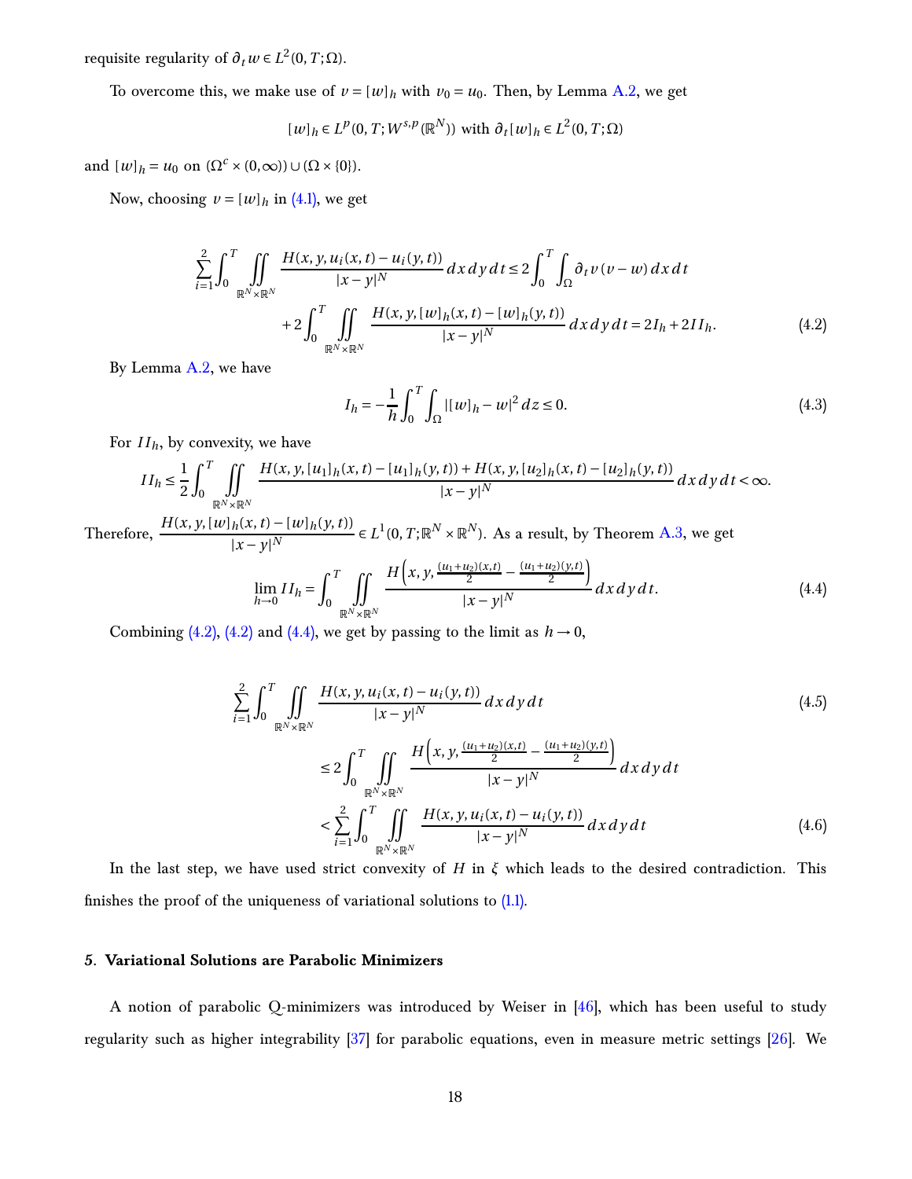requisite regularity of $\partial_t w \in L^2(0,T;\Omega)$.

To overcome this, we make use of $v = [w]_h$ with $v_0 = u_0$. Then, by Lemma A.2, we get

$$[w]_h \in L^p(0,T;W^{s,p}(\mathbb{R}^N)) \text{ with } \partial_t [w]_h \in L^2(0,T;\Omega)$$

and $[w]_h = u_0$ on $(\Omega^c \times (0,\infty)) \cup (\Omega \times \{0\})$.

Now, choosing $v = [w]_h$ in (4.1), we get

$$\sum_{i=1}^{2} \int_0^T \iint\limits_{\mathbb{R}^N \times \mathbb{R}^N} \frac{H(x,y,u_i(x,t)-u_i(y,t))}{|x-y|^N}\, dx\, dy\, dt \le 2\int_0^T \int_\Omega \partial_t v\,(v-w)\, dx\, dt$$
$$+ 2\int_0^T \iint\limits_{\mathbb{R}^N \times \mathbb{R}^N} \frac{H(x,y,[w]_h(x,t)-[w]_h(y,t))}{|x-y|^N}\, dx\, dy\, dt = 2I_h + 2II_h. \tag{4.2}$$

By Lemma A.2, we have

$$I_h = -\frac{1}{h}\int_0^T \int_\Omega |[w]_h - w|^2\, dz \le 0. \tag{4.3}$$

For $II_h$, by convexity, we have

$$II_h \le \frac{1}{2}\int_0^T \iint\limits_{\mathbb{R}^N \times \mathbb{R}^N} \frac{H(x,y,[u_1]_h(x,t)-[u_1]_h(y,t)) + H(x,y,[u_2]_h(x,t)-[u_2]_h(y,t))}{|x-y|^N}\, dx\, dy\, dt < \infty.$$

Therefore, $\dfrac{H(x,y,[w]_h(x,t)-[w]_h(y,t))}{|x-y|^N} \in L^1(0,T;\mathbb{R}^N \times \mathbb{R}^N)$. As a result, by Theorem A.3, we get

$$\lim_{h\to 0} II_h = \int_0^T \iint\limits_{\mathbb{R}^N \times \mathbb{R}^N} \frac{H\left(x,y,\frac{(u_1+u_2)(x,t)}{2} - \frac{(u_1+u_2)(y,t)}{2}\right)}{|x-y|^N}\, dx\, dy\, dt. \tag{4.4}$$

Combining (4.2), (4.2) and (4.4), we get by passing to the limit as $h \to 0$,

$$\sum_{i=1}^{2} \int_0^T \iint\limits_{\mathbb{R}^N \times \mathbb{R}^N} \frac{H(x,y,u_i(x,t)-u_i(y,t))}{|x-y|^N}\, dx\, dy\, dt \tag{4.5}$$
$$\le 2\int_0^T \iint\limits_{\mathbb{R}^N \times \mathbb{R}^N} \frac{H\left(x,y,\frac{(u_1+u_2)(x,t)}{2} - \frac{(u_1+u_2)(y,t)}{2}\right)}{|x-y|^N}\, dx\, dy\, dt$$
$$< \sum_{i=1}^{2} \int_0^T \iint\limits_{\mathbb{R}^N \times \mathbb{R}^N} \frac{H(x,y,u_i(x,t)-u_i(y,t))}{|x-y|^N}\, dx\, dy\, dt \tag{4.6}$$

In the last step, we have used strict convexity of $H$ in $\xi$ which leads to the desired contradiction. This finishes the proof of the uniqueness of variational solutions to (1.1).

## 5. Variational Solutions are Parabolic Minimizers

A notion of parabolic Q-minimizers was introduced by Weiser in [46], which has been useful to study regularity such as higher integrability [37] for parabolic equations, even in measure metric settings [26]. We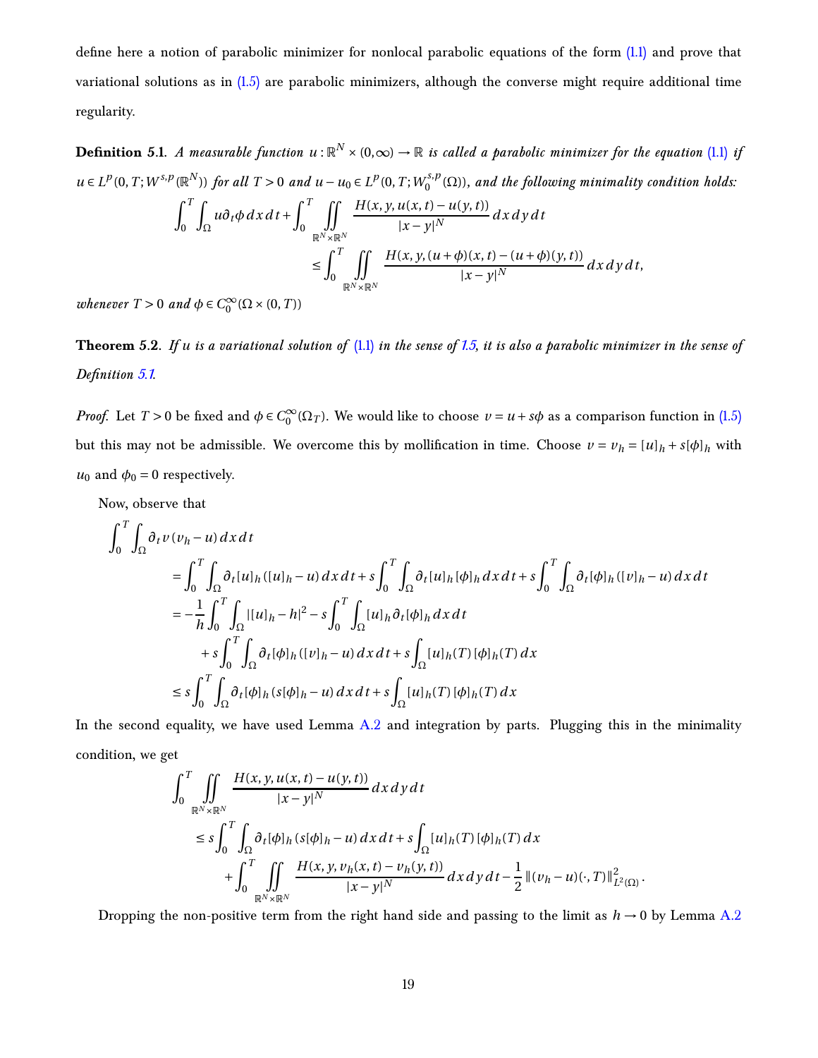define here a notion of parabolic minimizer for nonlocal parabolic equations of the form (1.1) and prove that variational solutions as in (1.5) are parabolic minimizers, although the converse might require additional time regularity.

**Definition 5.1**. *A measurable function $u : \mathbb{R}^N \times (0,\infty) \to \mathbb{R}$ is called a parabolic minimizer for the equation (1.1) if $u \in L^p(0,T;W^{s,p}(\mathbb{R}^N))$ for all $T > 0$ and $u - u_0 \in L^p(0,T;W_0^{s,p}(\Omega))$, and the following minimality condition holds:*

$$
\begin{aligned}
\int_0^T \int_\Omega u \partial_t \phi \, dx\, dt + \int_0^T \iint\limits_{\mathbb{R}^N \times \mathbb{R}^N} \frac{H(x,y,u(x,t)-u(y,t))}{|x-y|^N} \, dx\, dy\, dt& \\
\leq \int_0^T \iint\limits_{\mathbb{R}^N \times \mathbb{R}^N} \frac{H(x,y,(u+\phi)(x,t)-(u+\phi)(y,t))}{|x-y|^N} \, dx\, dy\, dt&,
\end{aligned}
$$

*whenever $T > 0$ and $\phi \in C_0^\infty(\Omega \times (0,T))$*

**Theorem 5.2**. *If $u$ is a variational solution of (1.1) in the sense of 1.5, it is also a parabolic minimizer in the sense of Definition 5.1.*

*Proof.* Let $T > 0$ be fixed and $\phi \in C_0^\infty(\Omega_T)$. We would like to choose $v = u + s\phi$ as a comparison function in (1.5) but this may not be admissible. We overcome this by mollification in time. Choose $v = v_h = [u]_h + s[\phi]_h$ with $u_0$ and $\phi_0 = 0$ respectively.

Now, observe that

$$
\begin{aligned}
\int_0^T &\int_\Omega \partial_t v\,(v_h - u)\, dx\, dt \\
&= \int_0^T \int_\Omega \partial_t [u]_h ([u]_h - u)\, dx\, dt + s\int_0^T \int_\Omega \partial_t [u]_h [\phi]_h \, dx\, dt + s\int_0^T \int_\Omega \partial_t [\phi]_h ([v]_h - u)\, dx\, dt \\
&= -\frac{1}{h}\int_0^T \int_\Omega |[u]_h - h|^2 - s\int_0^T \int_\Omega [u]_h \partial_t [\phi]_h \, dx\, dt \\
&\quad + s\int_0^T \int_\Omega \partial_t [\phi]_h ([v]_h - u)\, dx\, dt + s\int_\Omega [u]_h(T)\,[\phi]_h(T)\, dx \\
&\leq s\int_0^T \int_\Omega \partial_t [\phi]_h (s[\phi]_h - u)\, dx\, dt + s\int_\Omega [u]_h(T)\,[\phi]_h(T)\, dx
\end{aligned}
$$

In the second equality, we have used Lemma A.2 and integration by parts. Plugging this in the minimality condition, we get

$$
\begin{aligned}
\int_0^T &\iint\limits_{\mathbb{R}^N \times \mathbb{R}^N} \frac{H(x,y,u(x,t)-u(y,t))}{|x-y|^N} \, dx\, dy\, dt \\
&\leq s\int_0^T \int_\Omega \partial_t [\phi]_h (s[\phi]_h - u)\, dx\, dt + s\int_\Omega [u]_h(T)\,[\phi]_h(T)\, dx \\
&\quad + \int_0^T \iint\limits_{\mathbb{R}^N \times \mathbb{R}^N} \frac{H(x,y,v_h(x,t)-v_h(y,t))}{|x-y|^N} \, dx\, dy\, dt - \frac{1}{2}\|(v_h - u)(\cdot,T)\|^2_{L^2(\Omega)}.
\end{aligned}
$$

Dropping the non-positive term from the right hand side and passing to the limit as $h \to 0$ by Lemma A.2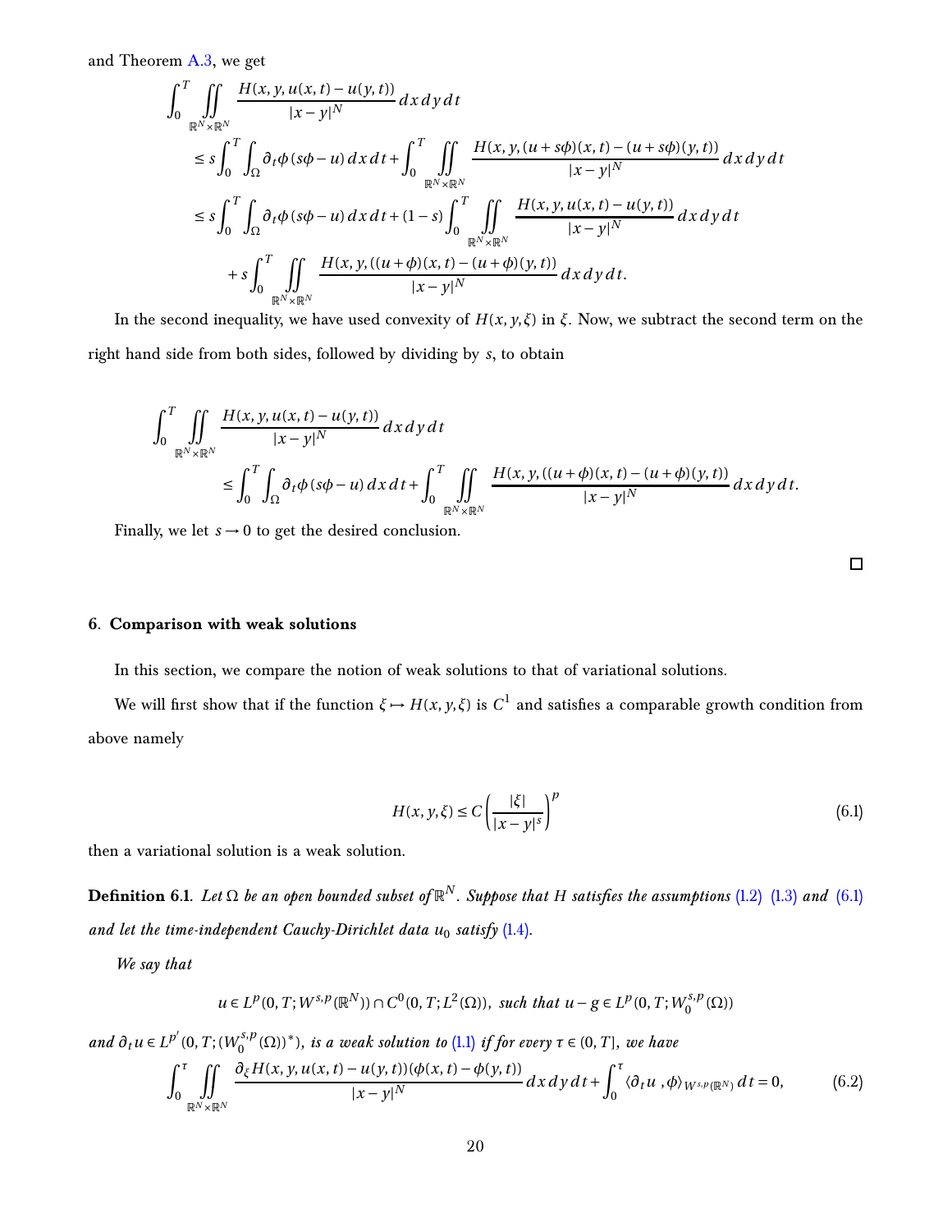and Theorem A.3, we get

$$
\begin{aligned}
&\int_0^T \iint_{\mathbb{R}^N\times\mathbb{R}^N} \frac{H(x,y,u(x,t)-u(y,t))}{|x-y|^N}\,dx\,dy\,dt \\
&\quad \le s\int_0^T\int_\Omega \partial_t\phi\,(s\phi-u)\,dx\,dt + \int_0^T \iint_{\mathbb{R}^N\times\mathbb{R}^N} \frac{H(x,y,(u+s\phi)(x,t)-(u+s\phi)(y,t))}{|x-y|^N}\,dx\,dy\,dt \\
&\quad \le s\int_0^T\int_\Omega \partial_t\phi\,(s\phi-u)\,dx\,dt + (1-s)\int_0^T \iint_{\mathbb{R}^N\times\mathbb{R}^N} \frac{H(x,y,u(x,t)-u(y,t))}{|x-y|^N}\,dx\,dy\,dt \\
&\qquad + s\int_0^T \iint_{\mathbb{R}^N\times\mathbb{R}^N} \frac{H(x,y,((u+\phi)(x,t)-(u+\phi)(y,t))}{|x-y|^N}\,dx\,dy\,dt.
\end{aligned}
$$

In the second inequality, we have used convexity of $H(x,y,\xi)$ in $\xi$. Now, we subtract the second term on the right hand side from both sides, followed by dividing by $s$, to obtain

$$
\begin{aligned}
&\int_0^T \iint_{\mathbb{R}^N\times\mathbb{R}^N} \frac{H(x,y,u(x,t)-u(y,t))}{|x-y|^N}\,dx\,dy\,dt \\
&\qquad \le \int_0^T\int_\Omega \partial_t\phi\,(s\phi-u)\,dx\,dt + \int_0^T \iint_{\mathbb{R}^N\times\mathbb{R}^N} \frac{H(x,y,((u+\phi)(x,t)-(u+\phi)(y,t))}{|x-y|^N}\,dx\,dy\,dt.
\end{aligned}
$$

Finally, we let $s\to 0$ to get the desired conclusion.

□

## 6. Comparison with weak solutions

In this section, we compare the notion of weak solutions to that of variational solutions.

We will first show that if the function $\xi \mapsto H(x,y,\xi)$ is $C^1$ and satisfies a comparable growth condition from above namely

$$
H(x,y,\xi) \le C\left(\frac{|\xi|}{|x-y|^s}\right)^p \tag{6.1}
$$

then a variational solution is a weak solution.

**Definition 6.1.** *Let $\Omega$ be an open bounded subset of $\mathbb{R}^N$. Suppose that $H$ satisfies the assumptions (1.2) (1.3) and (6.1) and let the time-independent Cauchy-Dirichlet data $u_0$ satisfy (1.4).*

*We say that*

$$
u \in L^p(0,T;W^{s,p}(\mathbb{R}^N)) \cap C^0(0,T;L^2(\Omega)),\ \textit{such that}\ u-g \in L^p(0,T;W_0^{s,p}(\Omega))
$$

*and $\partial_t u \in L^{p'}(0,T;(W_0^{s,p}(\Omega))^*)$, is a weak solution to (1.1) if for every $\tau\in(0,T]$, we have*

$$
\int_0^\tau \iint_{\mathbb{R}^N\times\mathbb{R}^N} \frac{\partial_\xi H(x,y,u(x,t)-u(y,t))(\phi(x,t)-\phi(y,t))}{|x-y|^N}\,dx\,dy\,dt + \int_0^\tau \langle \partial_t u\,,\phi\rangle_{W^{s,p}(\mathbb{R}^N)}\,dt = 0, \tag{6.2}
$$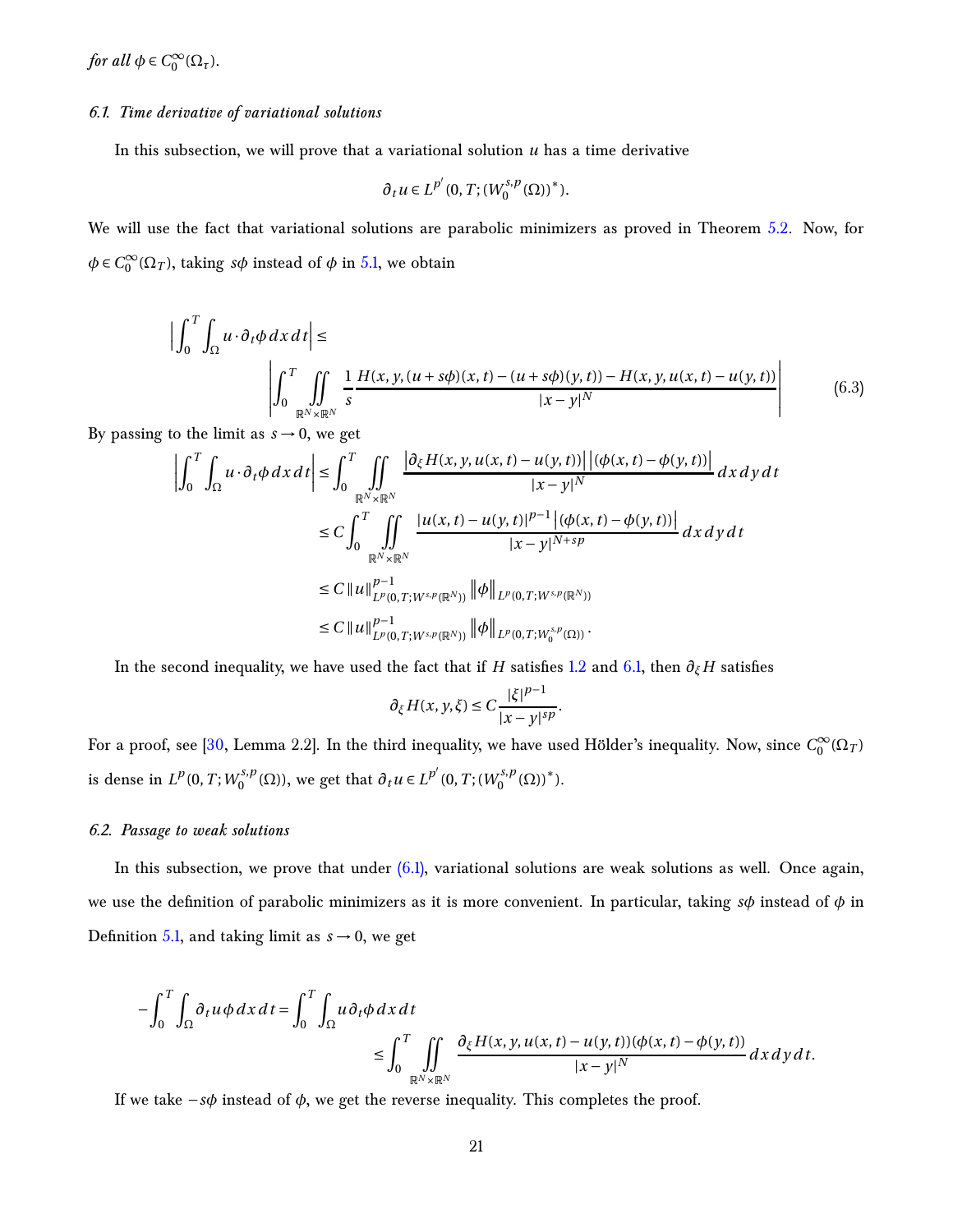*for all* $\phi \in C_0^\infty(\Omega_\tau)$.

### 6.1. Time derivative of variational solutions

In this subsection, we will prove that a variational solution $u$ has a time derivative

$$\partial_t u \in L^{p'}(0,T;(W_0^{s,p}(\Omega))^*).$$

We will use the fact that variational solutions are parabolic minimizers as proved in Theorem 5.2. Now, for $\phi \in C_0^\infty(\Omega_T)$, taking $s\phi$ instead of $\phi$ in 5.1, we obtain

$$\left|\int_0^T \int_\Omega u \cdot \partial_t \phi \, dx \, dt\right| \leq \left|\int_0^T \iint\limits_{\mathbb{R}^N \times \mathbb{R}^N} \frac{1}{s} \frac{H(x,y,(u+s\phi)(x,t)-(u+s\phi)(y,t)) - H(x,y,u(x,t)-u(y,t))}{|x-y|^N}\right| \tag{6.3}$$

By passing to the limit as $s \to 0$, we get

$$\begin{aligned}
\left|\int_0^T \int_\Omega u \cdot \partial_t \phi \, dx \, dt\right| &\leq \int_0^T \iint\limits_{\mathbb{R}^N \times \mathbb{R}^N} \frac{\left|\partial_\xi H(x,y,u(x,t)-u(y,t))\right| \left|(\phi(x,t)-\phi(y,t))\right|}{|x-y|^N} \, dx \, dy \, dt \\
&\leq C \int_0^T \iint\limits_{\mathbb{R}^N \times \mathbb{R}^N} \frac{|u(x,t)-u(y,t)|^{p-1} \left|(\phi(x,t)-\phi(y,t))\right|}{|x-y|^{N+sp}} \, dx \, dy \, dt \\
&\leq C \|u\|_{L^p(0,T;W^{s,p}(\mathbb{R}^N))}^{p-1} \|\phi\|_{L^p(0,T;W^{s,p}(\mathbb{R}^N))} \\
&\leq C \|u\|_{L^p(0,T;W^{s,p}(\mathbb{R}^N))}^{p-1} \|\phi\|_{L^p(0,T;W_0^{s,p}(\Omega))}.
\end{aligned}$$

In the second inequality, we have used the fact that if $H$ satisfies 1.2 and 6.1, then $\partial_\xi H$ satisfies

$$\partial_\xi H(x,y,\xi) \leq C \frac{|\xi|^{p-1}}{|x-y|^{sp}}.$$

For a proof, see [30, Lemma 2.2]. In the third inequality, we have used Hölder's inequality. Now, since $C_0^\infty(\Omega_T)$ is dense in $L^p(0,T;W_0^{s,p}(\Omega))$, we get that $\partial_t u \in L^{p'}(0,T;(W_0^{s,p}(\Omega))^*)$.

### 6.2. Passage to weak solutions

In this subsection, we prove that under (6.1), variational solutions are weak solutions as well. Once again, we use the definition of parabolic minimizers as it is more convenient. In particular, taking $s\phi$ instead of $\phi$ in Definition 5.1, and taking limit as $s \to 0$, we get

$$\begin{aligned}
-\int_0^T \int_\Omega \partial_t u \phi \, dx \, dt &= \int_0^T \int_\Omega u \partial_t \phi \, dx \, dt \\
&\leq \int_0^T \iint\limits_{\mathbb{R}^N \times \mathbb{R}^N} \frac{\partial_\xi H(x,y,u(x,t)-u(y,t))(\phi(x,t)-\phi(y,t))}{|x-y|^N} \, dx \, dy \, dt.
\end{aligned}$$

If we take $-s\phi$ instead of $\phi$, we get the reverse inequality. This completes the proof.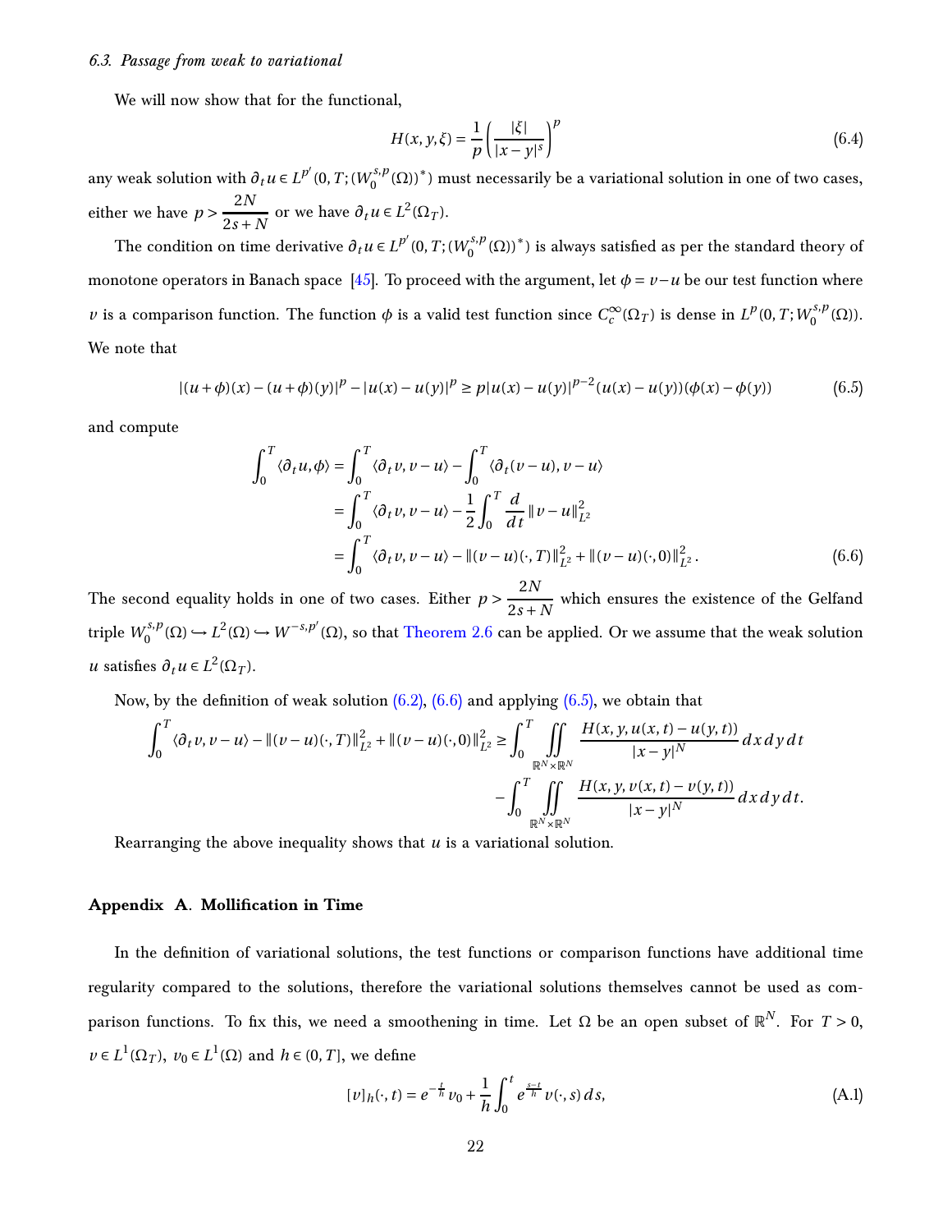### 6.3. Passage from weak to variational

We will now show that for the functional,

$$H(x,y,\xi) = \frac{1}{p}\left(\frac{|\xi|}{|x-y|^s}\right)^p \tag{6.4}$$

any weak solution with $\partial_t u \in L^{p'}(0,T;(W_0^{s,p}(\Omega))^*)$ must necessarily be a variational solution in one of two cases, either we have $p > \dfrac{2N}{2s+N}$ or we have $\partial_t u \in L^2(\Omega_T)$.

The condition on time derivative $\partial_t u \in L^{p'}(0,T;(W_0^{s,p}(\Omega))^*)$ is always satisfied as per the standard theory of monotone operators in Banach space [45]. To proceed with the argument, let $\phi = v - u$ be our test function where $v$ is a comparison function. The function $\phi$ is a valid test function since $C_c^\infty(\Omega_T)$ is dense in $L^p(0,T;W_0^{s,p}(\Omega))$. We note that

$$|(u+\phi)(x)-(u+\phi)(y)|^p - |u(x)-u(y)|^p \geq p|u(x)-u(y)|^{p-2}(u(x)-u(y))(\phi(x)-\phi(y)) \tag{6.5}$$

and compute

$$\begin{aligned}
\int_0^T \langle \partial_t u, \phi\rangle &= \int_0^T \langle \partial_t v, v-u\rangle - \int_0^T \langle \partial_t (v-u), v-u\rangle \\
&= \int_0^T \langle \partial_t v, v-u\rangle - \frac{1}{2}\int_0^T \frac{d}{dt}\|v-u\|_{L^2}^2 \\
&= \int_0^T \langle \partial_t v, v-u\rangle - \|(v-u)(\cdot,T)\|_{L^2}^2 + \|(v-u)(\cdot,0)\|_{L^2}^2 .
\end{aligned} \tag{6.6}$$

The second equality holds in one of two cases. Either $p > \dfrac{2N}{2s+N}$ which ensures the existence of the Gelfand triple $W_0^{s,p}(\Omega) \hookrightarrow L^2(\Omega) \hookrightarrow W^{-s,p'}(\Omega)$, so that Theorem 2.6 can be applied. Or we assume that the weak solution $u$ satisfies $\partial_t u \in L^2(\Omega_T)$.

Now, by the definition of weak solution (6.2), (6.6) and applying (6.5), we obtain that

$$\begin{aligned}
\int_0^T \langle \partial_t v, v-u\rangle - \|(v-u)(\cdot,T)\|_{L^2}^2 + \|(v-u)(\cdot,0)\|_{L^2}^2 \geq &\int_0^T \iint_{\mathbb{R}^N\times\mathbb{R}^N} \frac{H(x,y,u(x,t)-u(y,t))}{|x-y|^N}\,dx\,dy\,dt \\
&- \int_0^T \iint_{\mathbb{R}^N\times\mathbb{R}^N} \frac{H(x,y,v(x,t)-v(y,t))}{|x-y|^N}\,dx\,dy\,dt.
\end{aligned}$$

Rearranging the above inequality shows that $u$ is a variational solution.

## Appendix A. Mollification in Time

In the definition of variational solutions, the test functions or comparison functions have additional time regularity compared to the solutions, therefore the variational solutions themselves cannot be used as comparison functions. To fix this, we need a smoothening in time. Let $\Omega$ be an open subset of $\mathbb{R}^N$. For $T > 0$, $v \in L^1(\Omega_T)$, $v_0 \in L^1(\Omega)$ and $h \in (0,T]$, we define

$$[v]_h(\cdot,t) = e^{-\frac{t}{h}} v_0 + \frac{1}{h}\int_0^t e^{\frac{s-t}{h}} v(\cdot,s)\,ds, \tag{A.1}$$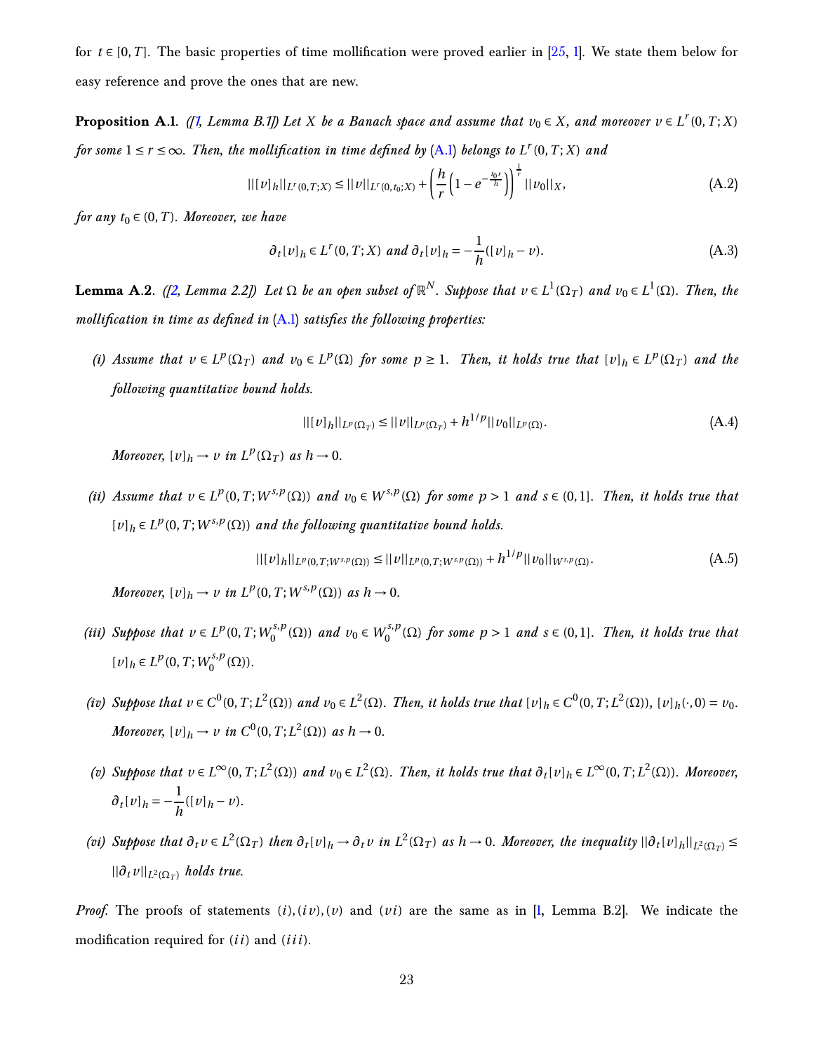for $t \in [0,T]$. The basic properties of time mollification were proved earlier in [25, 1]. We state them below for easy reference and prove the ones that are new.

**Proposition A.1**. *([1, Lemma B.1]) Let $X$ be a Banach space and assume that $v_0 \in X$, and moreover $v \in L^r(0,T;X)$ for some $1 \le r \le \infty$. Then, the mollification in time defined by (A.1) belongs to $L^r(0,T;X)$ and*

$$||[v]_h||_{L^r(0,T;X)} \le ||v||_{L^r(0,t_0;X)} + \left(\frac{h}{r}\left(1 - e^{-\frac{t_0 r}{h}}\right)\right)^{\frac{1}{r}} ||v_0||_X, \tag{A.2}$$

*for any $t_0 \in (0,T)$. Moreover, we have*

$$\partial_t [v]_h \in L^r(0,T;X) \text{ and } \partial_t [v]_h = -\frac{1}{h}([v]_h - v). \tag{A.3}$$

**Lemma A.2**. *([2, Lemma 2.2]) Let $\Omega$ be an open subset of $\mathbb{R}^N$. Suppose that $v \in L^1(\Omega_T)$ and $v_0 \in L^1(\Omega)$. Then, the mollification in time as defined in (A.1) satisfies the following properties:*

*(i) Assume that $v \in L^p(\Omega_T)$ and $v_0 \in L^p(\Omega)$ for some $p \ge 1$. Then, it holds true that $[v]_h \in L^p(\Omega_T)$ and the following quantitative bound holds.*

$$||[v]_h||_{L^p(\Omega_T)} \le ||v||_{L^p(\Omega_T)} + h^{1/p} ||v_0||_{L^p(\Omega)}. \tag{A.4}$$

*Moreover, $[v]_h \to v$ in $L^p(\Omega_T)$ as $h \to 0$.*

*(ii) Assume that $v \in L^p(0,T;W^{s,p}(\Omega))$ and $v_0 \in W^{s,p}(\Omega)$ for some $p > 1$ and $s \in (0,1]$. Then, it holds true that $[v]_h \in L^p(0,T;W^{s,p}(\Omega))$ and the following quantitative bound holds.*

$$||[v]_h||_{L^p(0,T;W^{s,p}(\Omega))} \le ||v||_{L^p(0,T;W^{s,p}(\Omega))} + h^{1/p} ||v_0||_{W^{s,p}(\Omega)}. \tag{A.5}$$

*Moreover, $[v]_h \to v$ in $L^p(0,T;W^{s,p}(\Omega))$ as $h \to 0$.*

*(iii) Suppose that $v \in L^p(0,T;W_0^{s,p}(\Omega))$ and $v_0 \in W_0^{s,p}(\Omega)$ for some $p > 1$ and $s \in (0,1]$. Then, it holds true that $[v]_h \in L^p(0,T;W_0^{s,p}(\Omega))$.*

*(iv) Suppose that $v \in C^0(0,T;L^2(\Omega))$ and $v_0 \in L^2(\Omega)$. Then, it holds true that $[v]_h \in C^0(0,T;L^2(\Omega))$, $[v]_h(\cdot,0) = v_0$. Moreover, $[v]_h \to v$ in $C^0(0,T;L^2(\Omega))$ as $h \to 0$.*

*(v) Suppose that $v \in L^\infty(0,T;L^2(\Omega))$ and $v_0 \in L^2(\Omega)$. Then, it holds true that $\partial_t [v]_h \in L^\infty(0,T;L^2(\Omega))$. Moreover, $\partial_t [v]_h = -\frac{1}{h}([v]_h - v)$.*

*(vi) Suppose that $\partial_t v \in L^2(\Omega_T)$ then $\partial_t [v]_h \to \partial_t v$ in $L^2(\Omega_T)$ as $h \to 0$. Moreover, the inequality $||\partial_t [v]_h||_{L^2(\Omega_T)} \le ||\partial_t v||_{L^2(\Omega_T)}$ holds true.*

*Proof.* The proofs of statements $(i)$, $(iv)$, $(v)$ and $(vi)$ are the same as in [1, Lemma B.2]. We indicate the modification required for $(ii)$ and $(iii)$.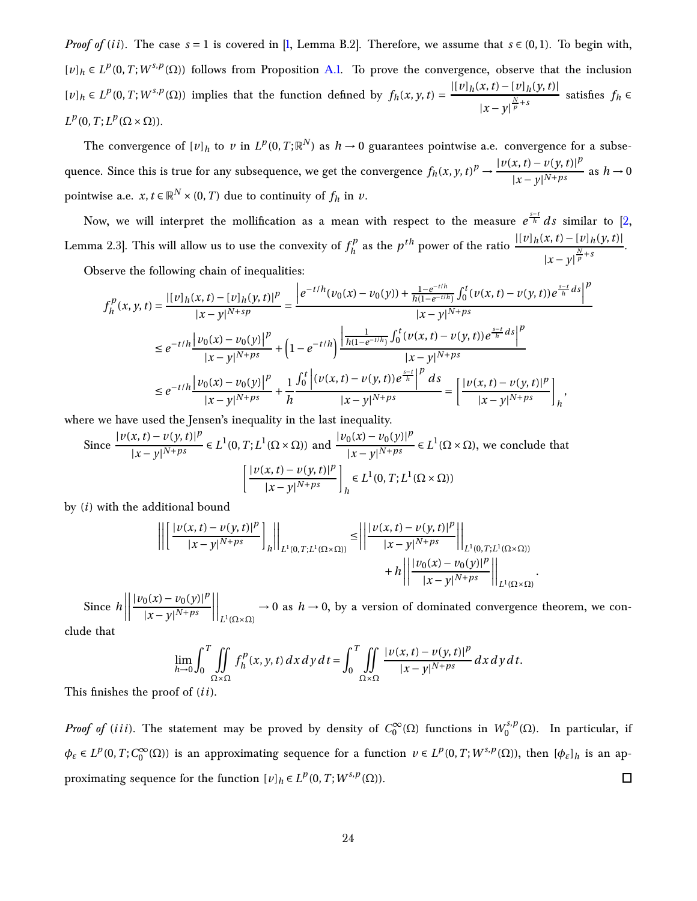*Proof of* $(ii)$. The case $s=1$ is covered in [1, Lemma B.2]. Therefore, we assume that $s\in(0,1)$. To begin with, $[v]_h\in L^p(0,T;W^{s,p}(\Omega))$ follows from Proposition A.1. To prove the convergence, observe that the inclusion $[v]_h\in L^p(0,T;W^{s,p}(\Omega))$ implies that the function defined by $f_h(x,y,t)=\dfrac{|[v]_h(x,t)-[v]_h(y,t)|}{|x-y|^{\frac{N}{p}+s}}$ satisfies $f_h\in L^p(0,T;L^p(\Omega\times\Omega))$.

The convergence of $[v]_h$ to $v$ in $L^p(0,T;\mathbb{R}^N)$ as $h\to 0$ guarantees pointwise a.e. convergence for a subsequence. Since this is true for any subsequence, we get the convergence $f_h(x,y,t)^p\to\dfrac{|v(x,t)-v(y,t)|^p}{|x-y|^{N+ps}}$ as $h\to 0$ pointwise a.e. $x,t\in\mathbb{R}^N\times(0,T)$ due to continuity of $f_h$ in $v$.

Now, we will interpret the mollification as a mean with respect to the measure $e^{\frac{s-t}{h}}\,ds$ similar to [2, Lemma 2.3]. This will allow us to use the convexity of $f_h^p$ as the $p^{th}$ power of the ratio $\dfrac{|[v]_h(x,t)-[v]_h(y,t)|}{|x-y|^{\frac{N}{p}+s}}$.

Observe the following chain of inequalities:

$$
\begin{aligned}
f_h^p(x,y,t)=\frac{|[v]_h(x,t)-[v]_h(y,t)|^p}{|x-y|^{N+sp}}&=\frac{\left|e^{-t/h}(v_0(x)-v_0(y))+\frac{1-e^{-t/h}}{h(1-e^{-t/h})}\int_0^t(v(x,t)-v(y,t))e^{\frac{s-t}{h}}\,ds\right|^p}{|x-y|^{N+ps}}\\
&\le e^{-t/h}\frac{|v_0(x)-v_0(y)|^p}{|x-y|^{N+ps}}+\left(1-e^{-t/h}\right)\frac{\left|\frac{1}{h(1-e^{-t/h})}\int_0^t(v(x,t)-v(y,t))e^{\frac{s-t}{h}}\,ds\right|^p}{|x-y|^{N+ps}}\\
&\le e^{-t/h}\frac{|v_0(x)-v_0(y)|^p}{|x-y|^{N+ps}}+\frac{1}{h}\frac{\int_0^t\left|(v(x,t)-v(y,t))e^{\frac{s-t}{h}}\right|^p\,ds}{|x-y|^{N+ps}}=\left[\frac{|v(x,t)-v(y,t)|^p}{|x-y|^{N+ps}}\right]_h,
\end{aligned}
$$

where we have used the Jensen's inequality in the last inequality.

Since $\dfrac{|v(x,t)-v(y,t)|^p}{|x-y|^{N+ps}}\in L^1(0,T;L^1(\Omega\times\Omega))$ and $\dfrac{|v_0(x)-v_0(y)|^p}{|x-y|^{N+ps}}\in L^1(\Omega\times\Omega)$, we conclude that

$$
\left[\frac{|v(x,t)-v(y,t)|^p}{|x-y|^{N+ps}}\right]_h\in L^1(0,T;L^1(\Omega\times\Omega))
$$

by $(i)$ with the additional bound

$$
\begin{aligned}
\left\|\left[\frac{|v(x,t)-v(y,t)|^p}{|x-y|^{N+ps}}\right]_h\right\|_{L^1(0,T;L^1(\Omega\times\Omega))}\le&\left\|\frac{|v(x,t)-v(y,t)|^p}{|x-y|^{N+ps}}\right\|_{L^1(0,T;L^1(\Omega\times\Omega))}\\
&+h\left\|\frac{|v_0(x)-v_0(y)|^p}{|x-y|^{N+ps}}\right\|_{L^1(\Omega\times\Omega)}.
\end{aligned}
$$

Since $h\left\|\dfrac{|v_0(x)-v_0(y)|^p}{|x-y|^{N+ps}}\right\|_{L^1(\Omega\times\Omega)}\to 0$ as $h\to 0$, by a version of dominated convergence theorem, we conclude that

$$
\lim_{h\to 0}\int_0^T\iint_{\Omega\times\Omega}f_h^p(x,y,t)\,dx\,dy\,dt=\int_0^T\iint_{\Omega\times\Omega}\frac{|v(x,t)-v(y,t)|^p}{|x-y|^{N+ps}}\,dx\,dy\,dt.
$$

This finishes the proof of $(ii)$.

*Proof of* $(iii)$. The statement may be proved by density of $C_0^\infty(\Omega)$ functions in $W_0^{s,p}(\Omega)$. In particular, if $\phi_\varepsilon\in L^p(0,T;C_0^\infty(\Omega))$ is an approximating sequence for a function $v\in L^p(0,T;W^{s,p}(\Omega))$, then $[\phi_\varepsilon]_h$ is an approximating sequence for the function $[v]_h\in L^p(0,T;W^{s,p}(\Omega))$. ☐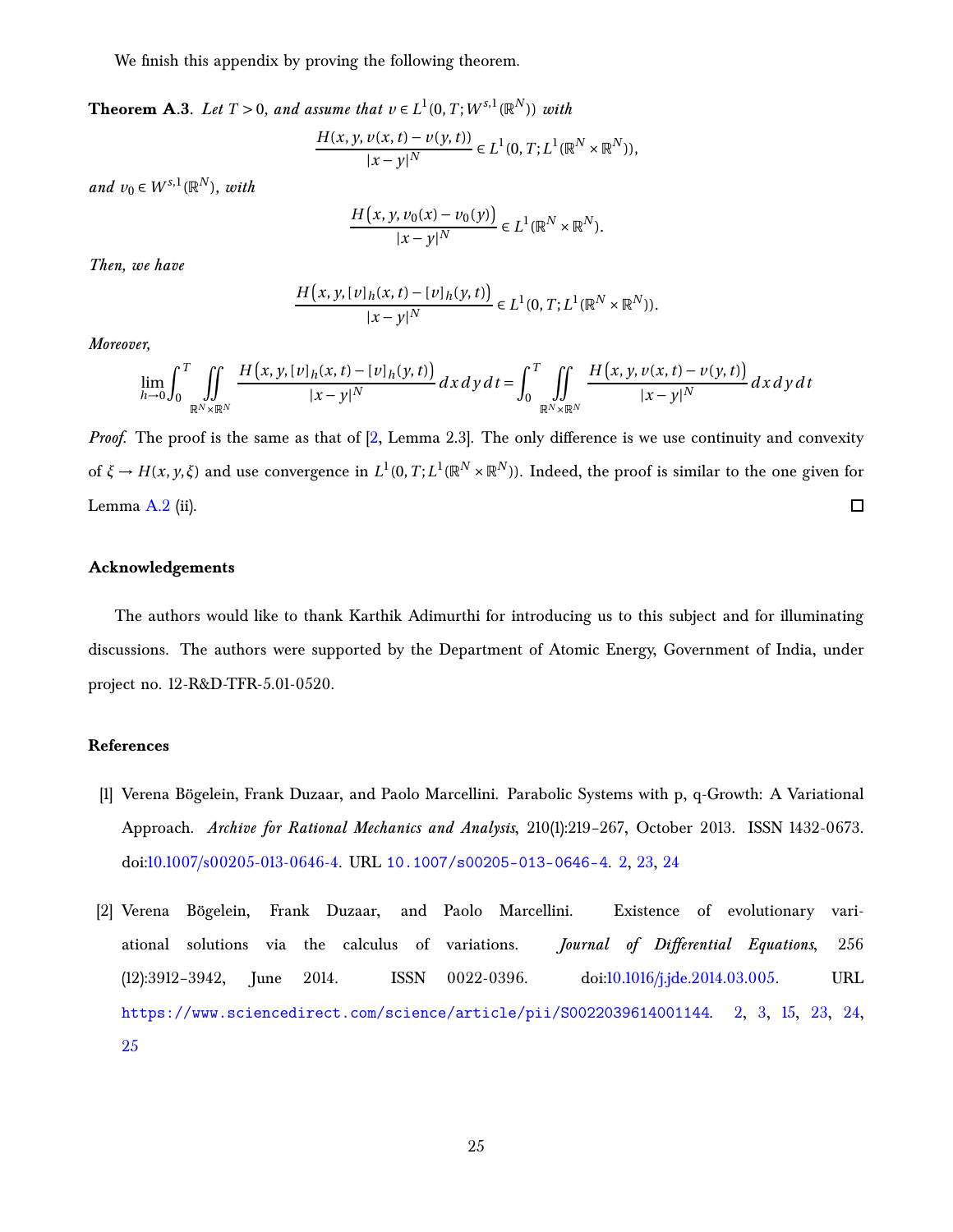We finish this appendix by proving the following theorem.

**Theorem A.3**. *Let $T > 0$, and assume that $v \in L^1(0,T;W^{s,1}(\mathbb{R}^N))$ with*

$$\frac{H(x,y,v(x,t)-v(y,t))}{|x-y|^N} \in L^1(0,T;L^1(\mathbb{R}^N \times \mathbb{R}^N)),$$

*and $v_0 \in W^{s,1}(\mathbb{R}^N)$, with*

$$\frac{H\big(x,y,v_0(x)-v_0(y)\big)}{|x-y|^N} \in L^1(\mathbb{R}^N \times \mathbb{R}^N).$$

*Then, we have*

$$\frac{H\big(x,y,[v]_h(x,t)-[v]_h(y,t)\big)}{|x-y|^N} \in L^1(0,T;L^1(\mathbb{R}^N \times \mathbb{R}^N)).$$

*Moreover,*

$$\lim_{h\to 0}\int_0^T \iint_{\mathbb{R}^N\times\mathbb{R}^N} \frac{H\big(x,y,[v]_h(x,t)-[v]_h(y,t)\big)}{|x-y|^N}\,dx\,dy\,dt = \int_0^T \iint_{\mathbb{R}^N\times\mathbb{R}^N} \frac{H\big(x,y,v(x,t)-v(y,t)\big)}{|x-y|^N}\,dx\,dy\,dt$$

*Proof.* The proof is the same as that of [2, Lemma 2.3]. The only difference is we use continuity and convexity of $\xi \to H(x,y,\xi)$ and use convergence in $L^1(0,T;L^1(\mathbb{R}^N \times \mathbb{R}^N))$. Indeed, the proof is similar to the one given for Lemma A.2 (ii). □

### Acknowledgements

The authors would like to thank Karthik Adimurthi for introducing us to this subject and for illuminating discussions. The authors were supported by the Department of Atomic Energy, Government of India, under project no. 12-R&D-TFR-5.01-0520.

### References

[1] Verena Bögelein, Frank Duzaar, and Paolo Marcellini. Parabolic Systems with p, q-Growth: A Variational Approach. *Archive for Rational Mechanics and Analysis*, 210(1):219–267, October 2013. ISSN 1432-0673. doi:10.1007/s00205-013-0646-4. URL 10.1007/s00205-013-0646-4. 2, 23, 24

[2] Verena Bögelein, Frank Duzaar, and Paolo Marcellini. Existence of evolutionary variational solutions via the calculus of variations. *Journal of Differential Equations*, 256 (12):3912–3942, June 2014. ISSN 0022-0396. doi:10.1016/j.jde.2014.03.005. URL https://www.sciencedirect.com/science/article/pii/S0022039614001144. 2, 3, 15, 23, 24, 25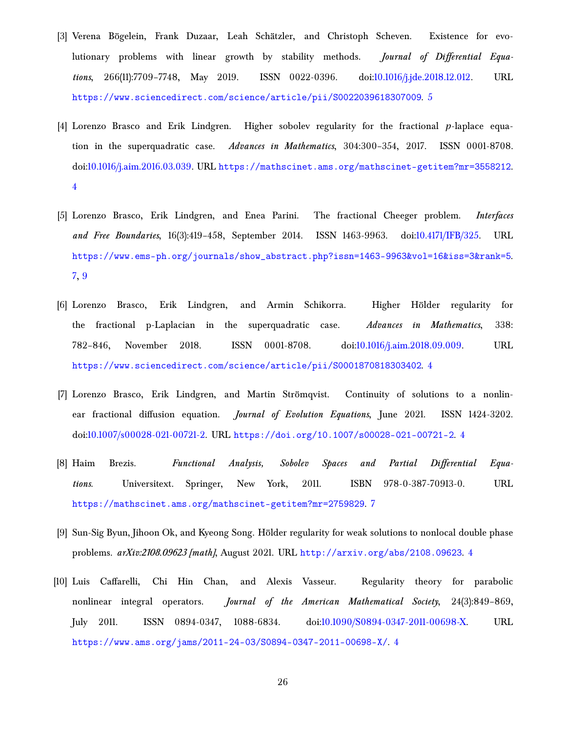[3] Verena Bögelein, Frank Duzaar, Leah Schätzler, and Christoph Scheven. Existence for evolutionary problems with linear growth by stability methods. *Journal of Differential Equations*, 266(11):7709–7748, May 2019. ISSN 0022-0396. doi:10.1016/j.jde.2018.12.012. URL https://www.sciencedirect.com/science/article/pii/S0022039618307009. 5

[4] Lorenzo Brasco and Erik Lindgren. Higher sobolev regularity for the fractional $p$-laplace equation in the superquadratic case. *Advances in Mathematics*, 304:300–354, 2017. ISSN 0001-8708. doi:10.1016/j.aim.2016.03.039. URL https://mathscinet.ams.org/mathscinet-getitem?mr=3558212. 4

[5] Lorenzo Brasco, Erik Lindgren, and Enea Parini. The fractional Cheeger problem. *Interfaces and Free Boundaries*, 16(3):419–458, September 2014. ISSN 1463-9963. doi:10.4171/IFB/325. URL https://www.ems-ph.org/journals/show_abstract.php?issn=1463-9963&vol=16&iss=3&rank=5. 7, 9

[6] Lorenzo Brasco, Erik Lindgren, and Armin Schikorra. Higher Hölder regularity for the fractional p-Laplacian in the superquadratic case. *Advances in Mathematics*, 338: 782–846, November 2018. ISSN 0001-8708. doi:10.1016/j.aim.2018.09.009. URL https://www.sciencedirect.com/science/article/pii/S0001870818303402. 4

[7] Lorenzo Brasco, Erik Lindgren, and Martin Strömqvist. Continuity of solutions to a nonlinear fractional diffusion equation. *Journal of Evolution Equations*, June 2021. ISSN 1424-3202. doi:10.1007/s00028-021-00721-2. URL https://doi.org/10.1007/s00028-021-00721-2. 4

[8] Haim Brezis. *Functional Analysis, Sobolev Spaces and Partial Differential Equations*. Universitext. Springer, New York, 2011. ISBN 978-0-387-70913-0. URL https://mathscinet.ams.org/mathscinet-getitem?mr=2759829. 7

[9] Sun-Sig Byun, Jihoon Ok, and Kyeong Song. Hölder regularity for weak solutions to nonlocal double phase problems. *arXiv:2108.09623 [math]*, August 2021. URL http://arxiv.org/abs/2108.09623. 4

[10] Luis Caffarelli, Chi Hin Chan, and Alexis Vasseur. Regularity theory for parabolic nonlinear integral operators. *Journal of the American Mathematical Society*, 24(3):849–869, July 2011. ISSN 0894-0347, 1088-6834. doi:10.1090/S0894-0347-2011-00698-X. URL https://www.ams.org/jams/2011-24-03/S0894-0347-2011-00698-X/. 4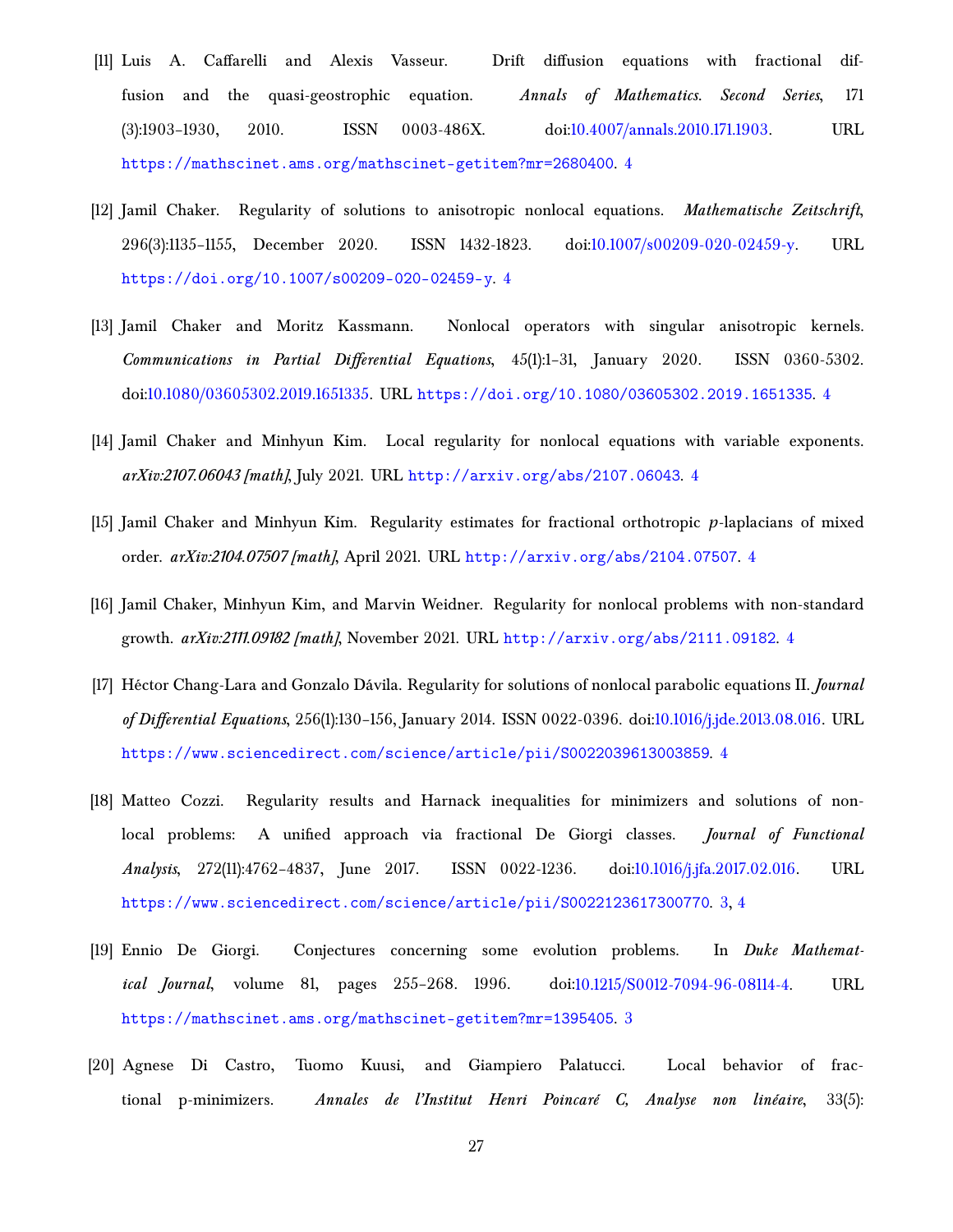[11] Luis A. Caffarelli and Alexis Vasseur. Drift diffusion equations with fractional diffusion and the quasi-geostrophic equation. *Annals of Mathematics. Second Series*, 171 (3):1903–1930, 2010. ISSN 0003-486X. doi:10.4007/annals.2010.171.1903. URL https://mathscinet.ams.org/mathscinet-getitem?mr=2680400. 4

[12] Jamil Chaker. Regularity of solutions to anisotropic nonlocal equations. *Mathematische Zeitschrift*, 296(3):1135–1155, December 2020. ISSN 1432-1823. doi:10.1007/s00209-020-02459-y. URL https://doi.org/10.1007/s00209-020-02459-y. 4

[13] Jamil Chaker and Moritz Kassmann. Nonlocal operators with singular anisotropic kernels. *Communications in Partial Differential Equations*, 45(1):1–31, January 2020. ISSN 0360-5302. doi:10.1080/03605302.2019.1651335. URL https://doi.org/10.1080/03605302.2019.1651335. 4

[14] Jamil Chaker and Minhyun Kim. Local regularity for nonlocal equations with variable exponents. *arXiv:2107.06043 [math]*, July 2021. URL http://arxiv.org/abs/2107.06043. 4

[15] Jamil Chaker and Minhyun Kim. Regularity estimates for fractional orthotropic $p$-laplacians of mixed order. *arXiv:2104.07507 [math]*, April 2021. URL http://arxiv.org/abs/2104.07507. 4

[16] Jamil Chaker, Minhyun Kim, and Marvin Weidner. Regularity for nonlocal problems with non-standard growth. *arXiv:2111.09182 [math]*, November 2021. URL http://arxiv.org/abs/2111.09182. 4

[17] Héctor Chang-Lara and Gonzalo Dávila. Regularity for solutions of nonlocal parabolic equations II. *Journal of Differential Equations*, 256(1):130–156, January 2014. ISSN 0022-0396. doi:10.1016/j.jde.2013.08.016. URL https://www.sciencedirect.com/science/article/pii/S0022039613003859. 4

[18] Matteo Cozzi. Regularity results and Harnack inequalities for minimizers and solutions of nonlocal problems: A unified approach via fractional De Giorgi classes. *Journal of Functional Analysis*, 272(11):4762–4837, June 2017. ISSN 0022-1236. doi:10.1016/j.jfa.2017.02.016. URL https://www.sciencedirect.com/science/article/pii/S0022123617300770. 3, 4

[19] Ennio De Giorgi. Conjectures concerning some evolution problems. In *Duke Mathematical Journal*, volume 81, pages 255–268. 1996. doi:10.1215/S0012-7094-96-08114-4. URL https://mathscinet.ams.org/mathscinet-getitem?mr=1395405. 3

[20] Agnese Di Castro, Tuomo Kuusi, and Giampiero Palatucci. Local behavior of fractional p-minimizers. *Annales de l'Institut Henri Poincaré C, Analyse non linéaire*, 33(5):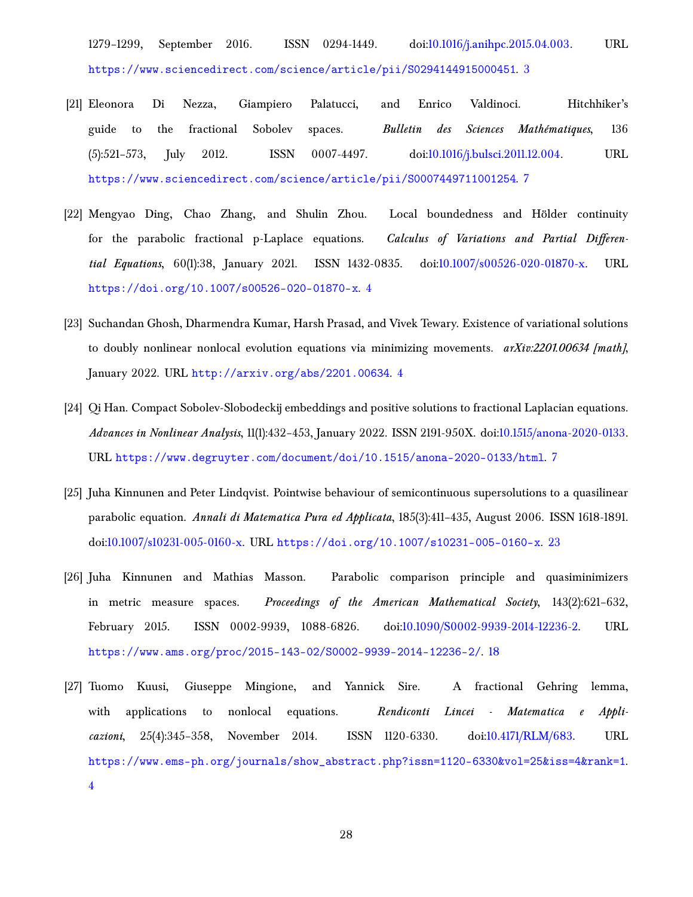1279–1299, September 2016. ISSN 0294-1449. doi:10.1016/j.anihpc.2015.04.003. URL https://www.sciencedirect.com/science/article/pii/S0294144915000451. 3

[21] Eleonora Di Nezza, Giampiero Palatucci, and Enrico Valdinoci. Hitchhiker's guide to the fractional Sobolev spaces. *Bulletin des Sciences Mathématiques*, 136 (5):521–573, July 2012. ISSN 0007-4497. doi:10.1016/j.bulsci.2011.12.004. URL https://www.sciencedirect.com/science/article/pii/S0007449711001254. 7

[22] Mengyao Ding, Chao Zhang, and Shulin Zhou. Local boundedness and Hölder continuity for the parabolic fractional p-Laplace equations. *Calculus of Variations and Partial Differential Equations*, 60(1):38, January 2021. ISSN 1432-0835. doi:10.1007/s00526-020-01870-x. URL https://doi.org/10.1007/s00526-020-01870-x. 4

[23] Suchandan Ghosh, Dharmendra Kumar, Harsh Prasad, and Vivek Tewary. Existence of variational solutions to doubly nonlinear nonlocal evolution equations via minimizing movements. *arXiv:2201.00634 [math]*, January 2022. URL http://arxiv.org/abs/2201.00634. 4

[24] Qi Han. Compact Sobolev-Slobodeckij embeddings and positive solutions to fractional Laplacian equations. *Advances in Nonlinear Analysis*, 11(1):432–453, January 2022. ISSN 2191-950X. doi:10.1515/anona-2020-0133. URL https://www.degruyter.com/document/doi/10.1515/anona-2020-0133/html. 7

[25] Juha Kinnunen and Peter Lindqvist. Pointwise behaviour of semicontinuous supersolutions to a quasilinear parabolic equation. *Annali di Matematica Pura ed Applicata*, 185(3):411–435, August 2006. ISSN 1618-1891. doi:10.1007/s10231-005-0160-x. URL https://doi.org/10.1007/s10231-005-0160-x. 23

[26] Juha Kinnunen and Mathias Masson. Parabolic comparison principle and quasiminimizers in metric measure spaces. *Proceedings of the American Mathematical Society*, 143(2):621–632, February 2015. ISSN 0002-9939, 1088-6826. doi:10.1090/S0002-9939-2014-12236-2. URL https://www.ams.org/proc/2015-143-02/S0002-9939-2014-12236-2/. 18

[27] Tuomo Kuusi, Giuseppe Mingione, and Yannick Sire. A fractional Gehring lemma, with applications to nonlocal equations. *Rendiconti Lincei - Matematica e Applicazioni*, 25(4):345–358, November 2014. ISSN 1120-6330. doi:10.4171/RLM/683. URL https://www.ems-ph.org/journals/show_abstract.php?issn=1120-6330&vol=25&iss=4&rank=1. 4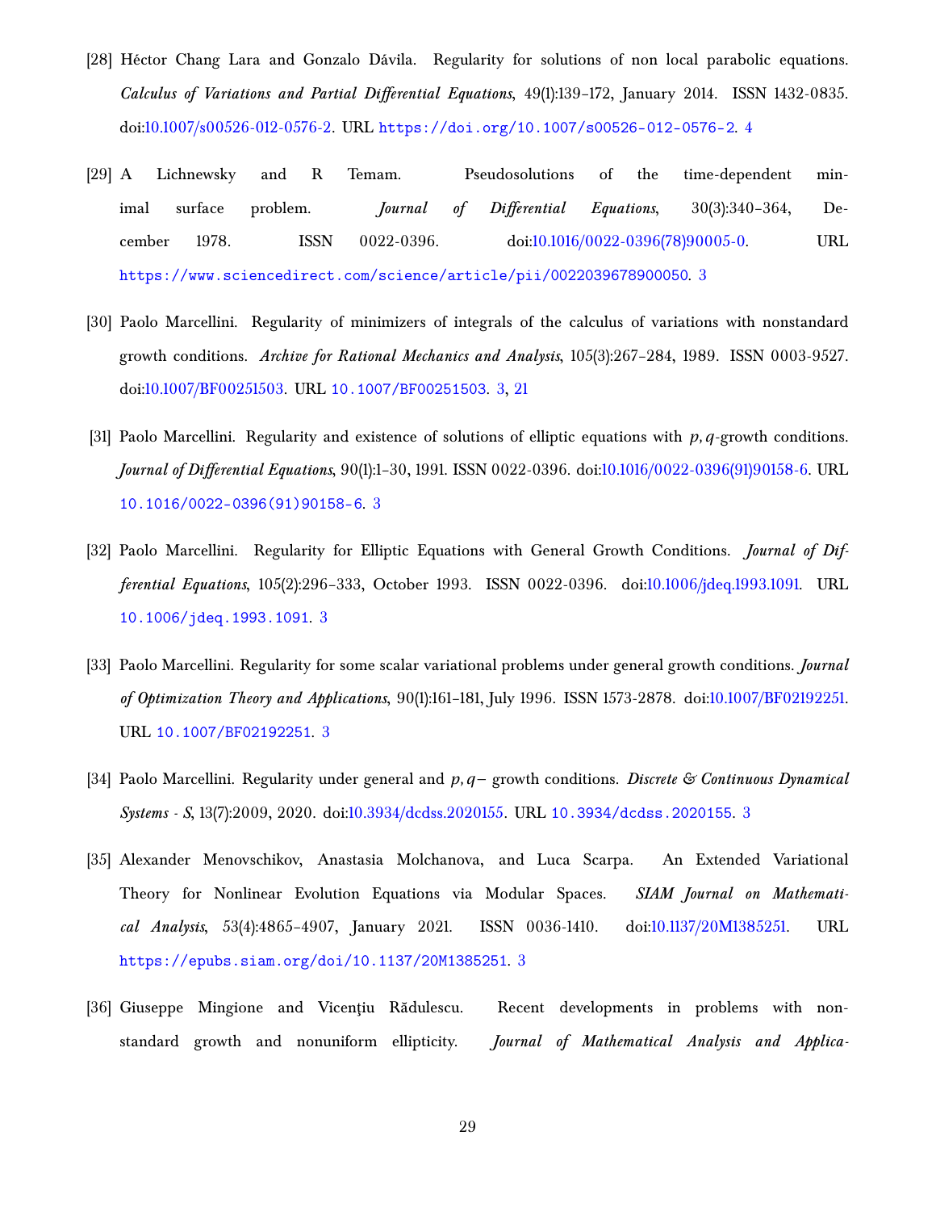[28] Héctor Chang Lara and Gonzalo Dávila. Regularity for solutions of non local parabolic equations. *Calculus of Variations and Partial Differential Equations*, 49(1):139–172, January 2014. ISSN 1432-0835. doi:10.1007/s00526-012-0576-2. URL https://doi.org/10.1007/s00526-012-0576-2. 4

[29] A Lichnewsky and R Temam. Pseudosolutions of the time-dependent minimal surface problem. *Journal of Differential Equations*, 30(3):340–364, December 1978. ISSN 0022-0396. doi:10.1016/0022-0396(78)90005-0. URL https://www.sciencedirect.com/science/article/pii/0022039678900050. 3

[30] Paolo Marcellini. Regularity of minimizers of integrals of the calculus of variations with nonstandard growth conditions. *Archive for Rational Mechanics and Analysis*, 105(3):267–284, 1989. ISSN 0003-9527. doi:10.1007/BF00251503. URL 10.1007/BF00251503. 3, 21

[31] Paolo Marcellini. Regularity and existence of solutions of elliptic equations with $p, q$-growth conditions. *Journal of Differential Equations*, 90(1):1–30, 1991. ISSN 0022-0396. doi:10.1016/0022-0396(91)90158-6. URL 10.1016/0022-0396(91)90158-6. 3

[32] Paolo Marcellini. Regularity for Elliptic Equations with General Growth Conditions. *Journal of Differential Equations*, 105(2):296–333, October 1993. ISSN 0022-0396. doi:10.1006/jdeq.1993.1091. URL 10.1006/jdeq.1993.1091. 3

[33] Paolo Marcellini. Regularity for some scalar variational problems under general growth conditions. *Journal of Optimization Theory and Applications*, 90(1):161–181, July 1996. ISSN 1573-2878. doi:10.1007/BF02192251. URL 10.1007/BF02192251. 3

[34] Paolo Marcellini. Regularity under general and $p, q-$ growth conditions. *Discrete & Continuous Dynamical Systems - S*, 13(7):2009, 2020. doi:10.3934/dcdss.2020155. URL 10.3934/dcdss.2020155. 3

[35] Alexander Menovschikov, Anastasia Molchanova, and Luca Scarpa. An Extended Variational Theory for Nonlinear Evolution Equations via Modular Spaces. *SIAM Journal on Mathematical Analysis*, 53(4):4865–4907, January 2021. ISSN 0036-1410. doi:10.1137/20M1385251. URL https://epubs.siam.org/doi/10.1137/20M1385251. 3

[36] Giuseppe Mingione and Vicenţiu Rădulescu. Recent developments in problems with nonstandard growth and nonuniform ellipticity. *Journal of Mathematical Analysis and Applica-*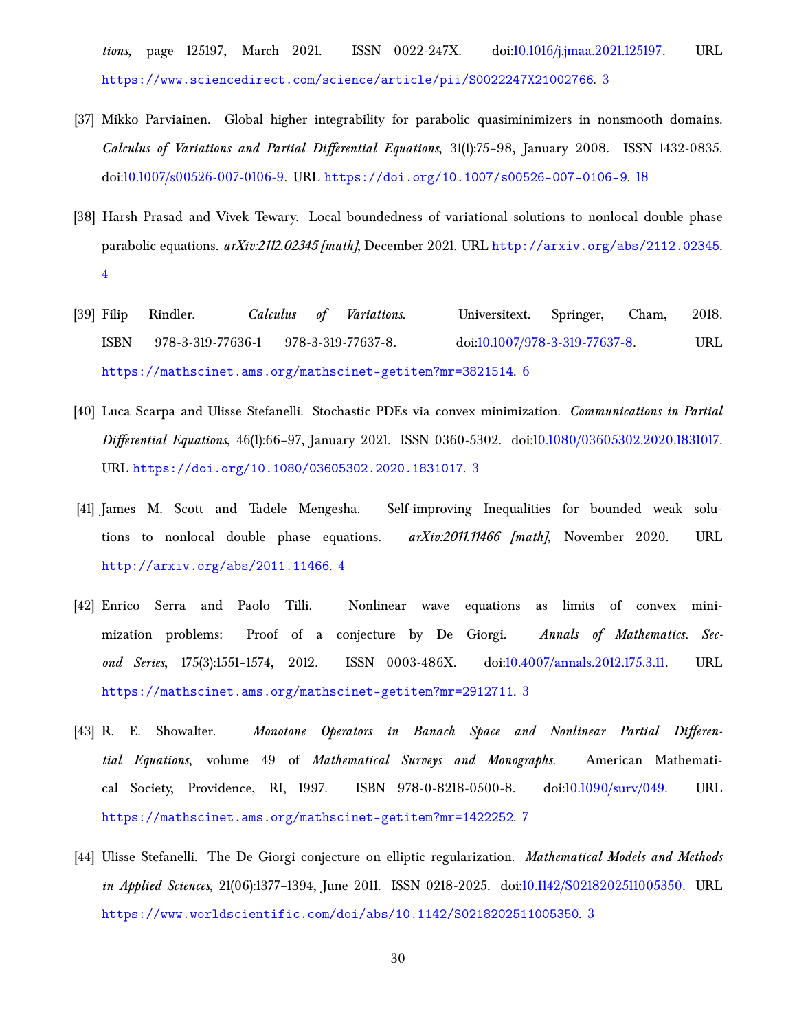*tions*, page 125197, March 2021. ISSN 0022-247X. doi:10.1016/j.jmaa.2021.125197. URL https://www.sciencedirect.com/science/article/pii/S0022247X21002766. 3

[37] Mikko Parviainen. Global higher integrability for parabolic quasiminimizers in nonsmooth domains. *Calculus of Variations and Partial Differential Equations*, 31(1):75–98, January 2008. ISSN 1432-0835. doi:10.1007/s00526-007-0106-9. URL https://doi.org/10.1007/s00526-007-0106-9. 18

[38] Harsh Prasad and Vivek Tewary. Local boundedness of variational solutions to nonlocal double phase parabolic equations. *arXiv:2112.02345 [math]*, December 2021. URL http://arxiv.org/abs/2112.02345. 4

[39] Filip Rindler. *Calculus of Variations*. Universitext. Springer, Cham, 2018. ISBN 978-3-319-77636-1 978-3-319-77637-8. doi:10.1007/978-3-319-77637-8. URL https://mathscinet.ams.org/mathscinet-getitem?mr=3821514. 6

[40] Luca Scarpa and Ulisse Stefanelli. Stochastic PDEs via convex minimization. *Communications in Partial Differential Equations*, 46(1):66–97, January 2021. ISSN 0360-5302. doi:10.1080/03605302.2020.1831017. URL https://doi.org/10.1080/03605302.2020.1831017. 3

[41] James M. Scott and Tadele Mengesha. Self-improving Inequalities for bounded weak solutions to nonlocal double phase equations. *arXiv:2011.11466 [math]*, November 2020. URL http://arxiv.org/abs/2011.11466. 4

[42] Enrico Serra and Paolo Tilli. Nonlinear wave equations as limits of convex minimization problems: Proof of a conjecture by De Giorgi. *Annals of Mathematics. Second Series*, 175(3):1551–1574, 2012. ISSN 0003-486X. doi:10.4007/annals.2012.175.3.11. URL https://mathscinet.ams.org/mathscinet-getitem?mr=2912711. 3

[43] R. E. Showalter. *Monotone Operators in Banach Space and Nonlinear Partial Differential Equations*, volume 49 of *Mathematical Surveys and Monographs*. American Mathematical Society, Providence, RI, 1997. ISBN 978-0-8218-0500-8. doi:10.1090/surv/049. URL https://mathscinet.ams.org/mathscinet-getitem?mr=1422252. 7

[44] Ulisse Stefanelli. The De Giorgi conjecture on elliptic regularization. *Mathematical Models and Methods in Applied Sciences*, 21(06):1377–1394, June 2011. ISSN 0218-2025. doi:10.1142/S0218202511005350. URL https://www.worldscientific.com/doi/abs/10.1142/S0218202511005350. 3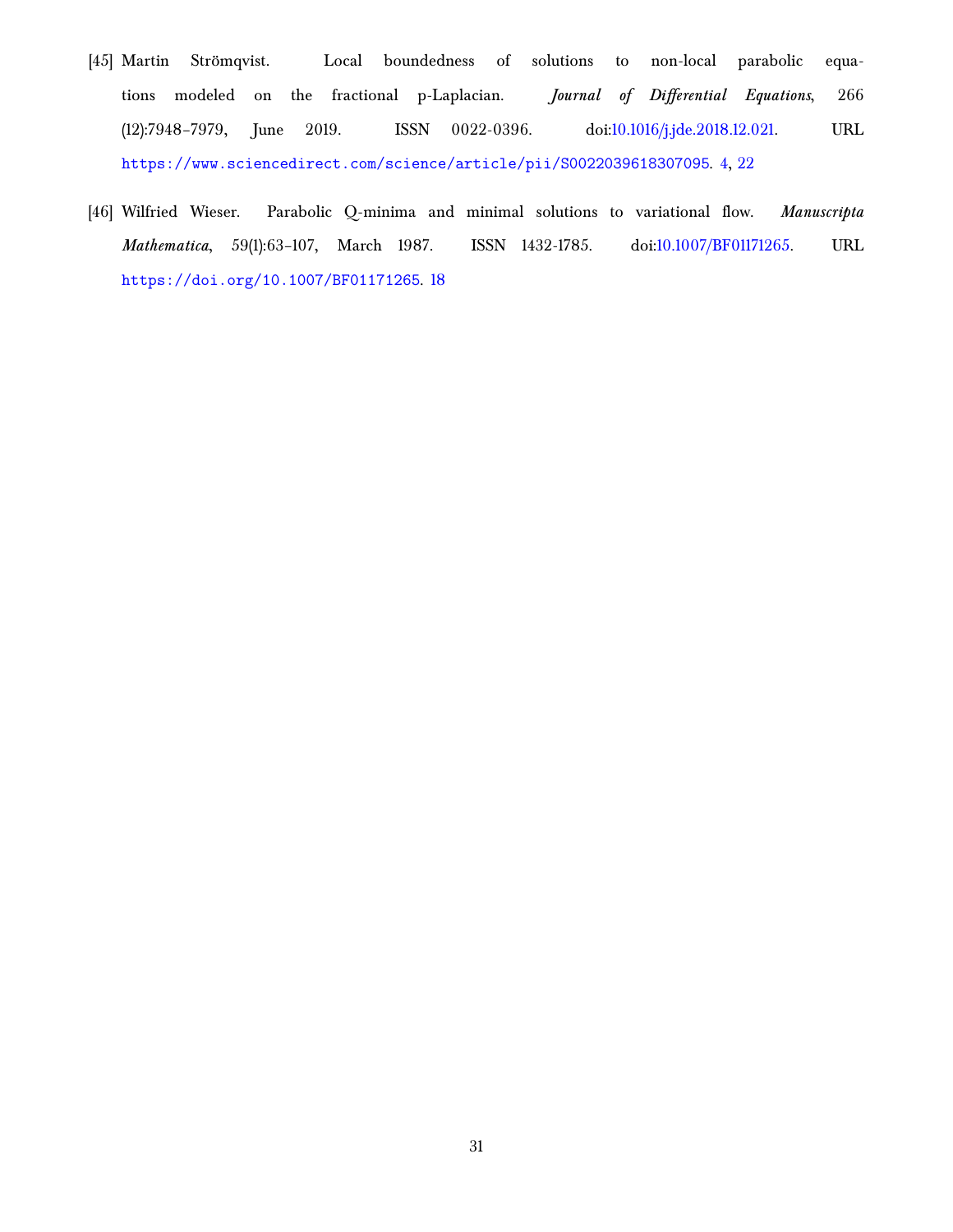[45] Martin Strömqvist. Local boundedness of solutions to non-local parabolic equations modeled on the fractional p-Laplacian. *Journal of Differential Equations*, 266 (12):7948–7979, June 2019. ISSN 0022-0396. doi:10.1016/j.jde.2018.12.021. URL https://www.sciencedirect.com/science/article/pii/S0022039618307095. 4, 22

[46] Wilfried Wieser. Parabolic Q-minima and minimal solutions to variational flow. *Manuscripta Mathematica*, 59(1):63–107, March 1987. ISSN 1432-1785. doi:10.1007/BF01171265. URL https://doi.org/10.1007/BF01171265. 18